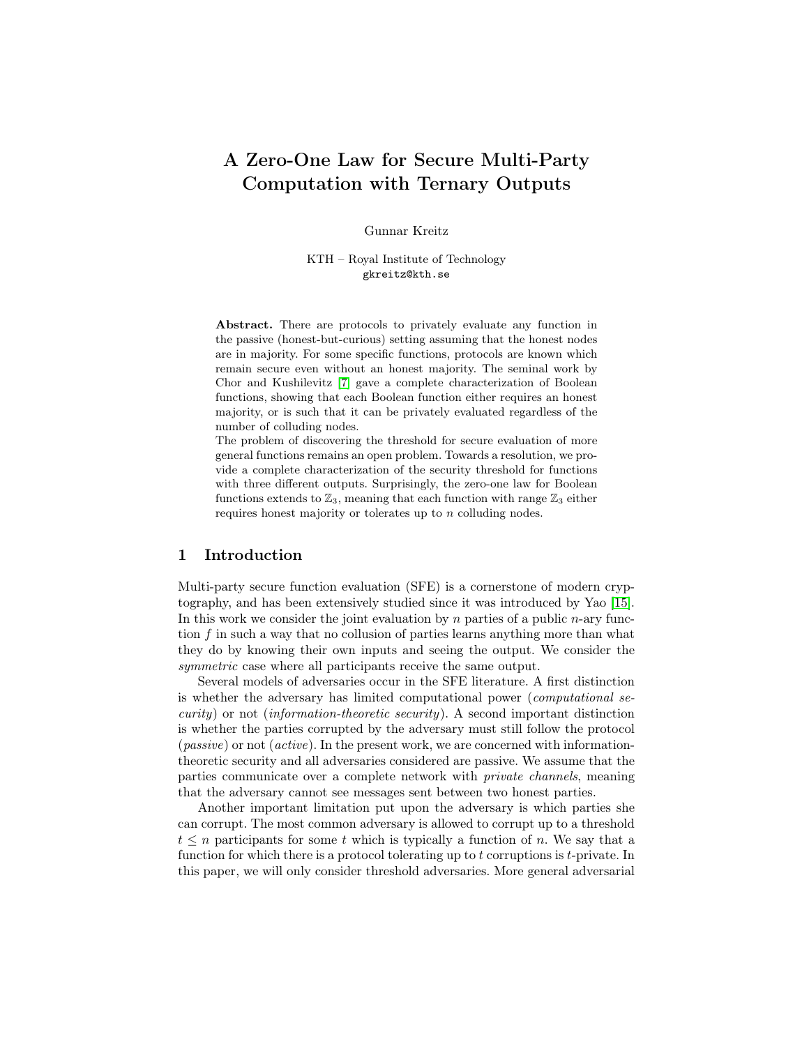# A Zero-One Law for Secure Multi-Party Computation with Ternary Outputs

Gunnar Kreitz

KTH – Royal Institute of Technology
gkreitz@kth.se

**Abstract.** There are protocols to privately evaluate any function in the passive (honest-but-curious) setting assuming that the honest nodes are in majority. For some specific functions, protocols are known which remain secure even without an honest majority. The seminal work by Chor and Kushilevitz [7] gave a complete characterization of Boolean functions, showing that each Boolean function either requires an honest majority, or is such that it can be privately evaluated regardless of the number of colluding nodes.

The problem of discovering the threshold for secure evaluation of more general functions remains an open problem. Towards a resolution, we provide a complete characterization of the security threshold for functions with three different outputs. Surprisingly, the zero-one law for Boolean functions extends to $\mathbb{Z}_3$, meaning that each function with range $\mathbb{Z}_3$ either requires honest majority or tolerates up to $n$ colluding nodes.

## 1 Introduction

Multi-party secure function evaluation (SFE) is a cornerstone of modern cryptography, and has been extensively studied since it was introduced by Yao [15]. In this work we consider the joint evaluation by $n$ parties of a public $n$-ary function $f$ in such a way that no collusion of parties learns anything more than what they do by knowing their own inputs and seeing the output. We consider the *symmetric* case where all participants receive the same output.

Several models of adversaries occur in the SFE literature. A first distinction is whether the adversary has limited computational power (*computational security*) or not (*information-theoretic security*). A second important distinction is whether the parties corrupted by the adversary must still follow the protocol (*passive*) or not (*active*). In the present work, we are concerned with information-theoretic security and all adversaries considered are passive. We assume that the parties communicate over a complete network with *private channels*, meaning that the adversary cannot see messages sent between two honest parties.

Another important limitation put upon the adversary is which parties she can corrupt. The most common adversary is allowed to corrupt up to a threshold $t \leq n$ participants for some $t$ which is typically a function of $n$. We say that a function for which there is a protocol tolerating up to $t$ corruptions is $t$-private. In this paper, we will only consider threshold adversaries. More general adversarial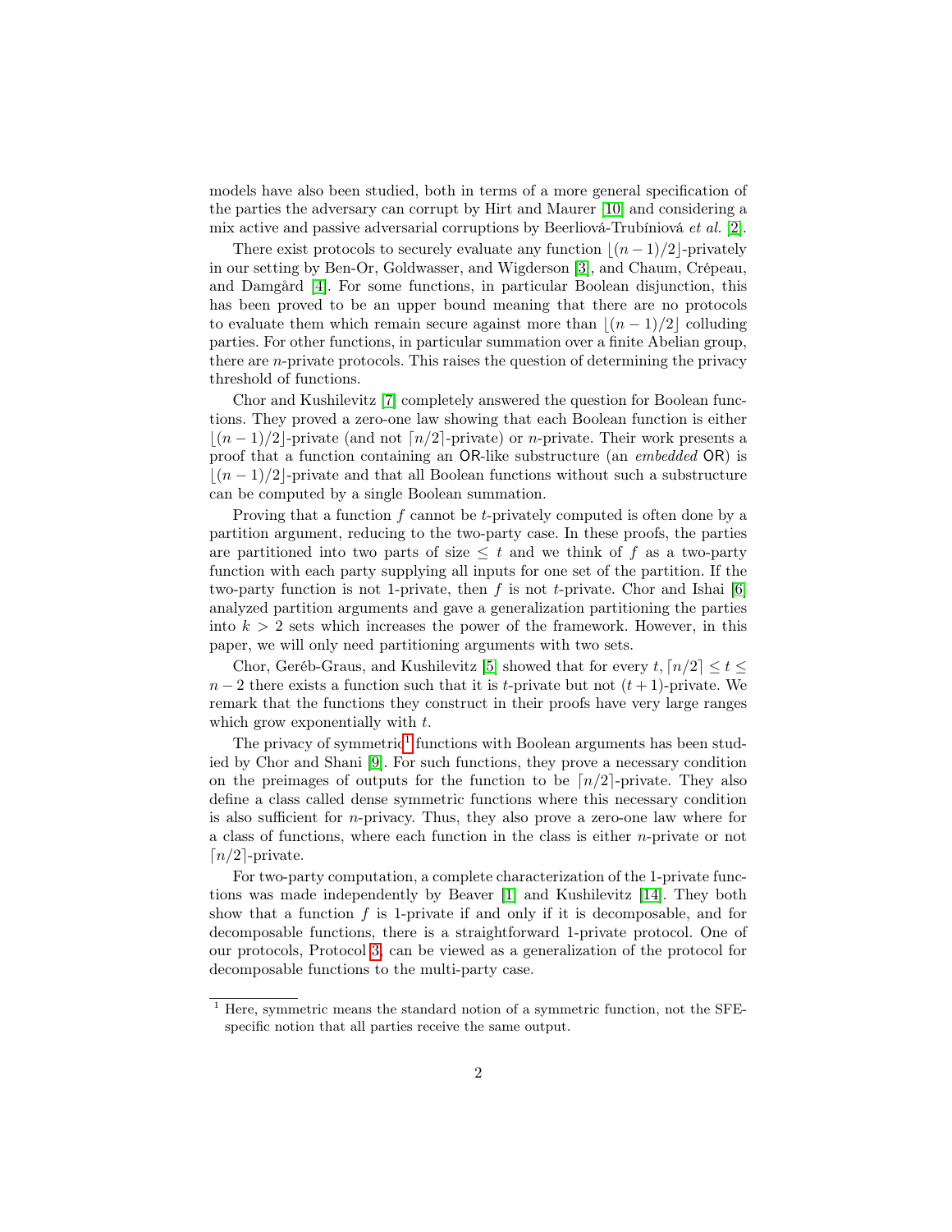models have also been studied, both in terms of a more general specification of the parties the adversary can corrupt by Hirt and Maurer [10] and considering a mix active and passive adversarial corruptions by Beerliová-Trubíniová *et al.* [2].

There exist protocols to securely evaluate any function $\lfloor (n-1)/2 \rfloor$-privately in our setting by Ben-Or, Goldwasser, and Wigderson [3], and Chaum, Crépeau, and Damgård [4]. For some functions, in particular Boolean disjunction, this has been proved to be an upper bound meaning that there are no protocols to evaluate them which remain secure against more than $\lfloor (n-1)/2 \rfloor$ colluding parties. For other functions, in particular summation over a finite Abelian group, there are $n$-private protocols. This raises the question of determining the privacy threshold of functions.

Chor and Kushilevitz [7] completely answered the question for Boolean functions. They proved a zero-one law showing that each Boolean function is either $\lfloor (n-1)/2 \rfloor$-private (and not $\lceil n/2 \rceil$-private) or $n$-private. Their work presents a proof that a function containing an $\mathsf{OR}$-like substructure (an *embedded* $\mathsf{OR}$) is $\lfloor (n-1)/2 \rfloor$-private and that all Boolean functions without such a substructure can be computed by a single Boolean summation.

Proving that a function $f$ cannot be $t$-privately computed is often done by a partition argument, reducing to the two-party case. In these proofs, the parties are partitioned into two parts of size $\leq t$ and we think of $f$ as a two-party function with each party supplying all inputs for one set of the partition. If the two-party function is not 1-private, then $f$ is not $t$-private. Chor and Ishai [6] analyzed partition arguments and gave a generalization partitioning the parties into $k > 2$ sets which increases the power of the framework. However, in this paper, we will only need partitioning arguments with two sets.

Chor, Geréb-Graus, and Kushilevitz [5] showed that for every $t, \lceil n/2 \rceil \leq t \leq n-2$ there exists a function such that it is $t$-private but not $(t+1)$-private. We remark that the functions they construct in their proofs have very large ranges which grow exponentially with $t$.

The privacy of symmetric[1] functions with Boolean arguments has been studied by Chor and Shani [9]. For such functions, they prove a necessary condition on the preimages of outputs for the function to be $\lceil n/2 \rceil$-private. They also define a class called dense symmetric functions where this necessary condition is also sufficient for $n$-privacy. Thus, they also prove a zero-one law where for a class of functions, where each function in the class is either $n$-private or not $\lceil n/2 \rceil$-private.

For two-party computation, a complete characterization of the 1-private functions was made independently by Beaver [1] and Kushilevitz [14]. They both show that a function $f$ is 1-private if and only if it is decomposable, and for decomposable functions, there is a straightforward 1-private protocol. One of our protocols, Protocol 3, can be viewed as a generalization of the protocol for decomposable functions to the multi-party case.

[1] Here, symmetric means the standard notion of a symmetric function, not the SFE-specific notion that all parties receive the same output.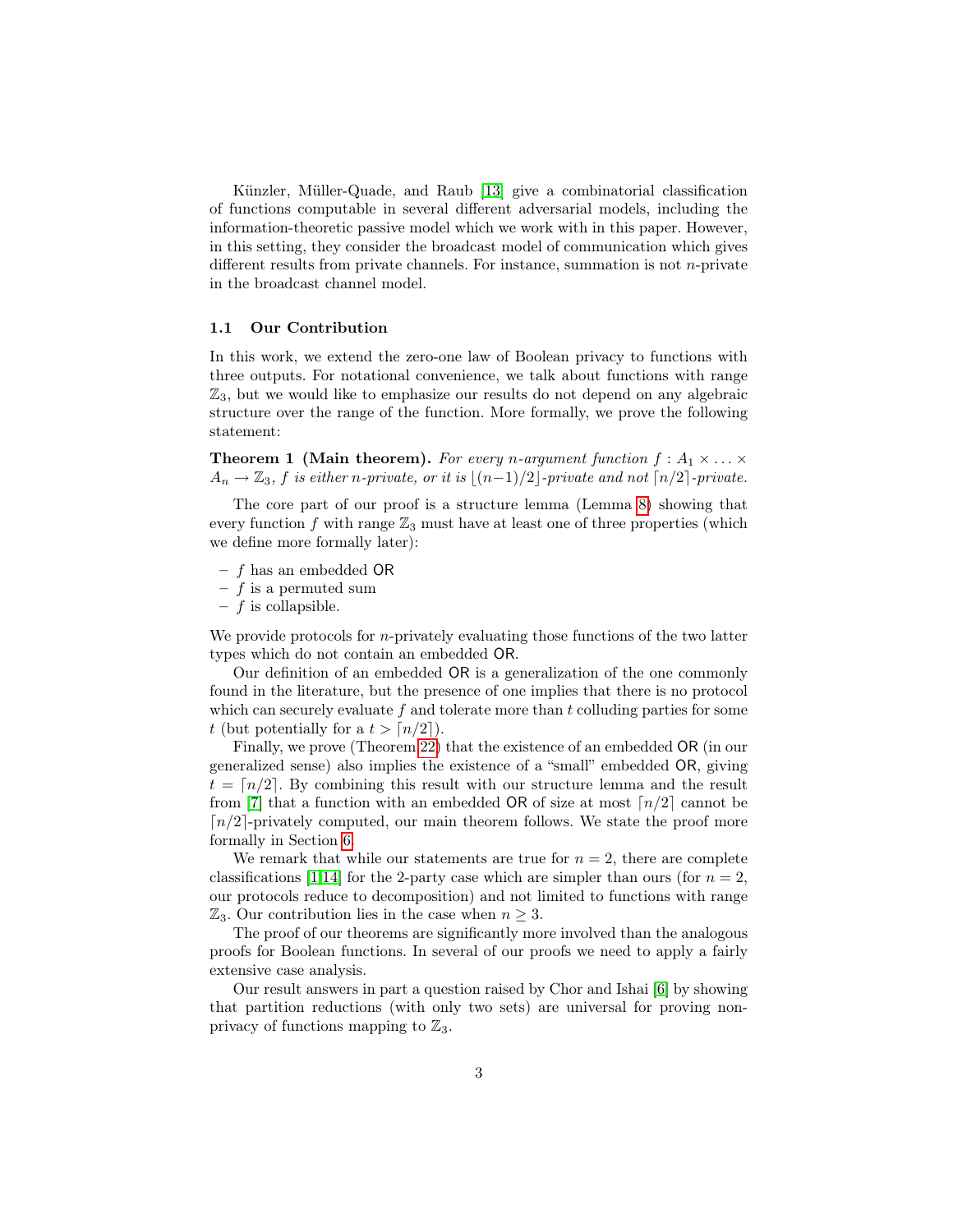Künzler, Müller-Quade, and Raub [13] give a combinatorial classification of functions computable in several different adversarial models, including the information-theoretic passive model which we work with in this paper. However, in this setting, they consider the broadcast model of communication which gives different results from private channels. For instance, summation is not $n$-private in the broadcast channel model.

### 1.1 Our Contribution

In this work, we extend the zero-one law of Boolean privacy to functions with three outputs. For notational convenience, we talk about functions with range $\mathbb{Z}_3$, but we would like to emphasize our results do not depend on any algebraic structure over the range of the function. More formally, we prove the following statement:

**Theorem 1 (Main theorem).** *For every $n$-argument function $f : A_1 \times \ldots \times A_n \to \mathbb{Z}_3$, $f$ is either $n$-private, or it is $\lfloor (n-1)/2 \rfloor$-private and not $\lceil n/2 \rceil$-private.*

The core part of our proof is a structure lemma (Lemma 8) showing that every function $f$ with range $\mathbb{Z}_3$ must have at least one of three properties (which we define more formally later):

- $f$ has an embedded OR
- $f$ is a permuted sum
- $f$ is collapsible.

We provide protocols for $n$-privately evaluating those functions of the two latter types which do not contain an embedded OR.

Our definition of an embedded OR is a generalization of the one commonly found in the literature, but the presence of one implies that there is no protocol which can securely evaluate $f$ and tolerate more than $t$ colluding parties for some $t$ (but potentially for a $t > \lceil n/2 \rceil$).

Finally, we prove (Theorem 22) that the existence of an embedded OR (in our generalized sense) also implies the existence of a "small" embedded OR, giving $t = \lceil n/2 \rceil$. By combining this result with our structure lemma and the result from [7] that a function with an embedded OR of size at most $\lceil n/2 \rceil$ cannot be $\lceil n/2 \rceil$-privately computed, our main theorem follows. We state the proof more formally in Section 6.

We remark that while our statements are true for $n = 2$, there are complete classifications [1,14] for the 2-party case which are simpler than ours (for $n = 2$, our protocols reduce to decomposition) and not limited to functions with range $\mathbb{Z}_3$. Our contribution lies in the case when $n \geq 3$.

The proof of our theorems are significantly more involved than the analogous proofs for Boolean functions. In several of our proofs we need to apply a fairly extensive case analysis.

Our result answers in part a question raised by Chor and Ishai [6] by showing that partition reductions (with only two sets) are universal for proving non-privacy of functions mapping to $\mathbb{Z}_3$.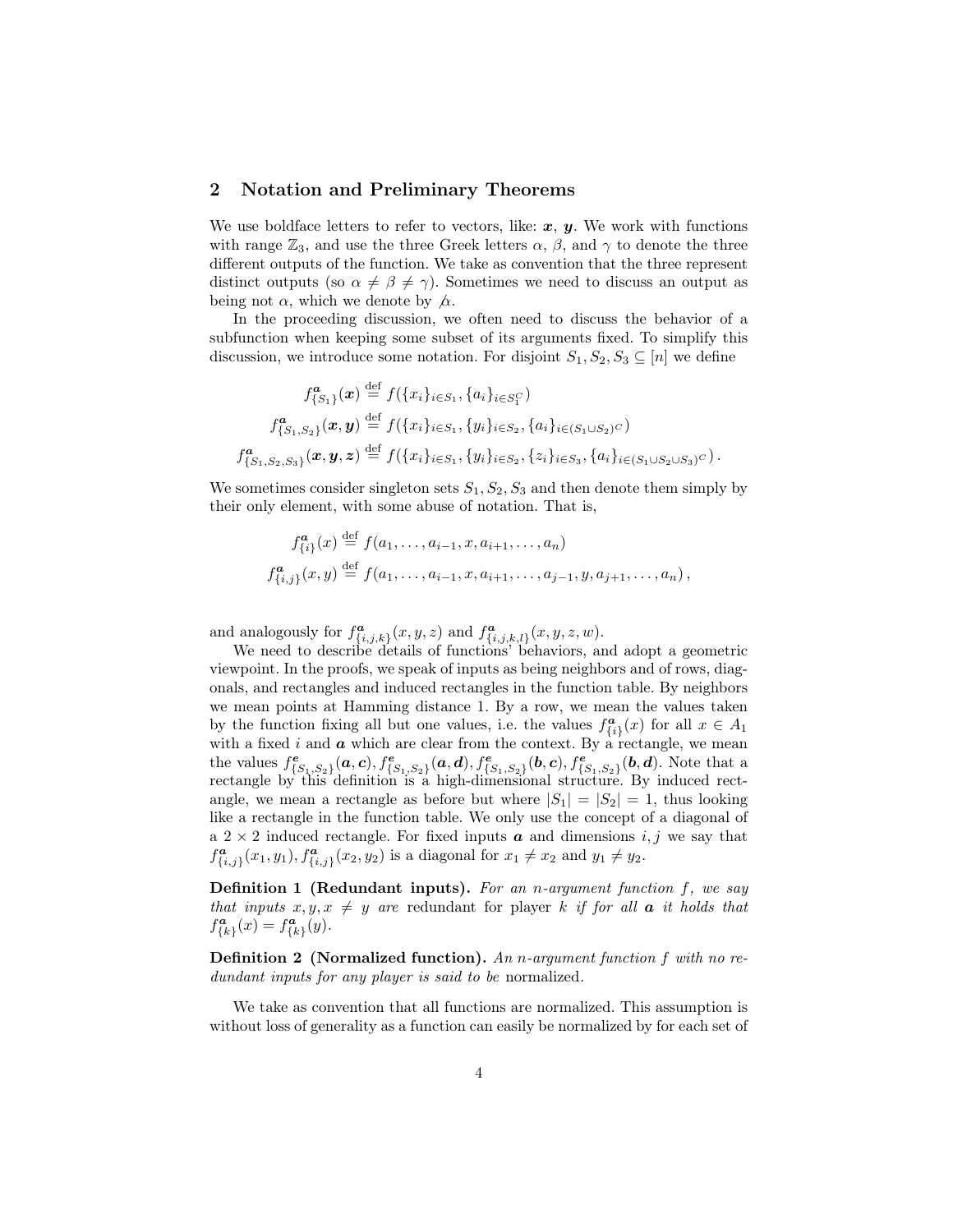## 2 Notation and Preliminary Theorems

We use boldface letters to refer to vectors, like: $\boldsymbol{x}$, $\boldsymbol{y}$. We work with functions with range $\mathbb{Z}_3$, and use the three Greek letters $\alpha$, $\beta$, and $\gamma$ to denote the three different outputs of the function. We take as convention that the three represent distinct outputs (so $\alpha \neq \beta \neq \gamma$). Sometimes we need to discuss an output as being not $\alpha$, which we denote by $\not\alpha$.

In the proceeding discussion, we often need to discuss the behavior of a subfunction when keeping some subset of its arguments fixed. To simplify this discussion, we introduce some notation. For disjoint $S_1, S_2, S_3 \subseteq [n]$ we define

$$f^{\boldsymbol{a}}_{\{S_1\}}(\boldsymbol{x}) \stackrel{\text{def}}{=} f(\{x_i\}_{i \in S_1}, \{a_i\}_{i \in S_1^C})$$

$$f^{\boldsymbol{a}}_{\{S_1,S_2\}}(\boldsymbol{x}, \boldsymbol{y}) \stackrel{\text{def}}{=} f(\{x_i\}_{i \in S_1}, \{y_i\}_{i \in S_2}, \{a_i\}_{i \in (S_1 \cup S_2)^C})$$

$$f^{\boldsymbol{a}}_{\{S_1,S_2,S_3\}}(\boldsymbol{x}, \boldsymbol{y}, \boldsymbol{z}) \stackrel{\text{def}}{=} f(\{x_i\}_{i \in S_1}, \{y_i\}_{i \in S_2}, \{z_i\}_{i \in S_3}, \{a_i\}_{i \in (S_1 \cup S_2 \cup S_3)^C}) .$$

We sometimes consider singleton sets $S_1, S_2, S_3$ and then denote them simply by their only element, with some abuse of notation. That is,

$$f^{\boldsymbol{a}}_{\{i\}}(x) \stackrel{\text{def}}{=} f(a_1, \ldots, a_{i-1}, x, a_{i+1}, \ldots, a_n)$$

$$f^{\boldsymbol{a}}_{\{i,j\}}(x, y) \stackrel{\text{def}}{=} f(a_1, \ldots, a_{i-1}, x, a_{i+1}, \ldots, a_{j-1}, y, a_{j+1}, \ldots, a_n) ,$$

and analogously for $f^{\boldsymbol{a}}_{\{i,j,k\}}(x, y, z)$ and $f^{\boldsymbol{a}}_{\{i,j,k,l\}}(x, y, z, w)$.

We need to describe details of functions' behaviors, and adopt a geometric viewpoint. In the proofs, we speak of inputs as being neighbors and of rows, diagonals, and rectangles and induced rectangles in the function table. By neighbors we mean points at Hamming distance 1. By a row, we mean the values taken by the function fixing all but one values, i.e. the values $f^{\boldsymbol{a}}_{\{i\}}(x)$ for all $x \in A_1$ with a fixed $i$ and $\boldsymbol{a}$ which are clear from the context. By a rectangle, we mean the values $f^{\boldsymbol{e}}_{\{S_1,S_2\}}(\boldsymbol{a}, \boldsymbol{c}), f^{\boldsymbol{e}}_{\{S_1,S_2\}}(\boldsymbol{a}, \boldsymbol{d}), f^{\boldsymbol{e}}_{\{S_1,S_2\}}(\boldsymbol{b}, \boldsymbol{c}), f^{\boldsymbol{e}}_{\{S_1,S_2\}}(\boldsymbol{b}, \boldsymbol{d})$. Note that a rectangle by this definition is a high-dimensional structure. By induced rectangle, we mean a rectangle as before but where $|S_1| = |S_2| = 1$, thus looking like a rectangle in the function table. We only use the concept of a diagonal of a $2 \times 2$ induced rectangle. For fixed inputs $\boldsymbol{a}$ and dimensions $i, j$ we say that $f^{\boldsymbol{a}}_{\{i,j\}}(x_1, y_1), f^{\boldsymbol{a}}_{\{i,j\}}(x_2, y_2)$ is a diagonal for $x_1 \neq x_2$ and $y_1 \neq y_2$.

**Definition 1 (Redundant inputs).** *For an n-argument function $f$, we say that inputs $x, y, x \neq y$ are* redundant *for player $k$ if for all $\boldsymbol{a}$ it holds that $f^{\boldsymbol{a}}_{\{k\}}(x) = f^{\boldsymbol{a}}_{\{k\}}(y)$.*

**Definition 2 (Normalized function).** *An n-argument function $f$ with no redundant inputs for any player is said to be* normalized*.*

We take as convention that all functions are normalized. This assumption is without loss of generality as a function can easily be normalized by for each set of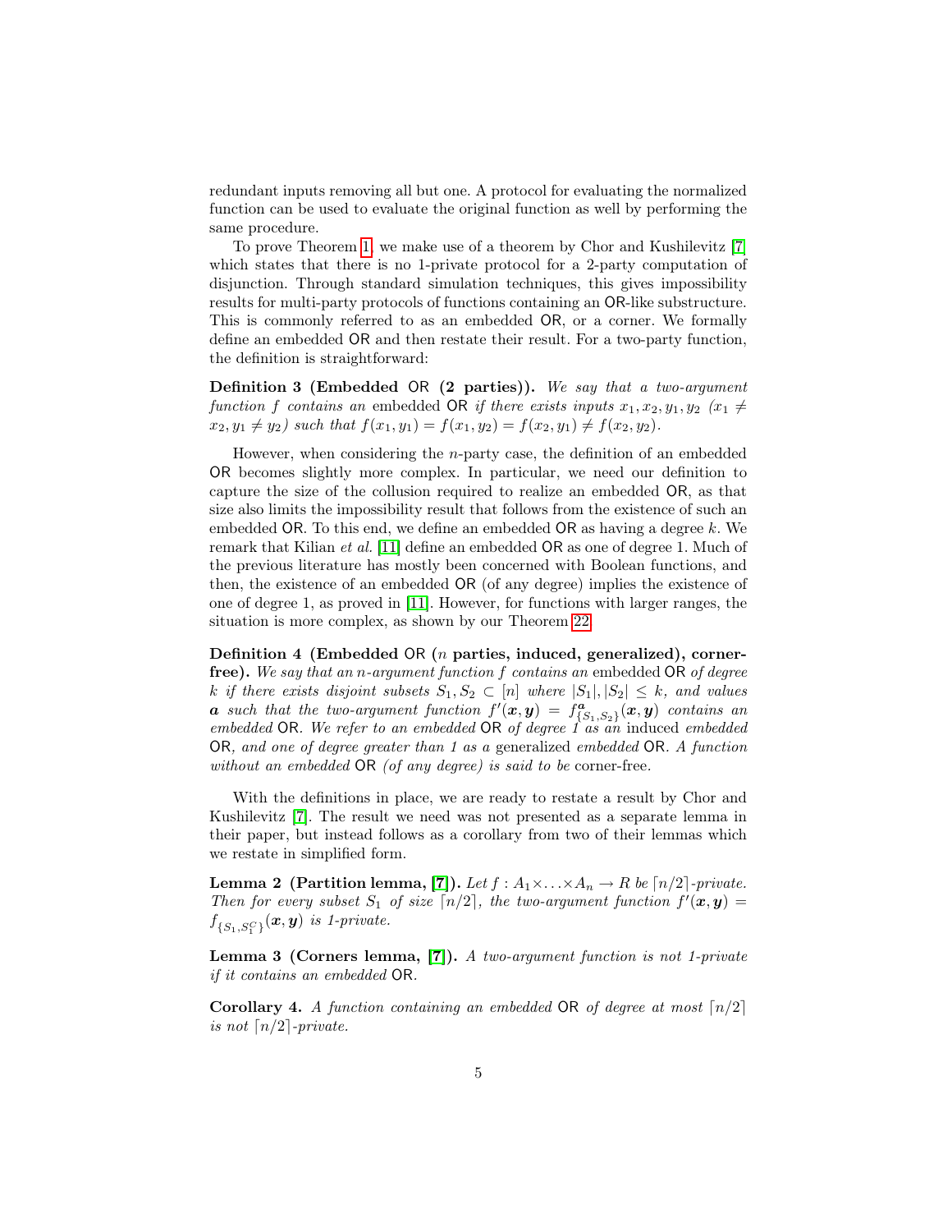redundant inputs removing all but one. A protocol for evaluating the normalized function can be used to evaluate the original function as well by performing the same procedure.

To prove Theorem 1, we make use of a theorem by Chor and Kushilevitz [7] which states that there is no 1-private protocol for a 2-party computation of disjunction. Through standard simulation techniques, this gives impossibility results for multi-party protocols of functions containing an OR-like substructure. This is commonly referred to as an embedded OR, or a corner. We formally define an embedded OR and then restate their result. For a two-party function, the definition is straightforward:

**Definition 3 (Embedded OR (2 parties)).** *We say that a two-argument function $f$ contains an* embedded OR *if there exists inputs $x_1, x_2, y_1, y_2$ ($x_1 \neq x_2, y_1 \neq y_2$) such that $f(x_1, y_1) = f(x_1, y_2) = f(x_2, y_1) \neq f(x_2, y_2)$.*

However, when considering the $n$-party case, the definition of an embedded OR becomes slightly more complex. In particular, we need our definition to capture the size of the collusion required to realize an embedded OR, as that size also limits the impossibility result that follows from the existence of such an embedded OR. To this end, we define an embedded OR as having a degree $k$. We remark that Kilian *et al.* [11] define an embedded OR as one of degree 1. Much of the previous literature has mostly been concerned with Boolean functions, and then, the existence of an embedded OR (of any degree) implies the existence of one of degree 1, as proved in [11]. However, for functions with larger ranges, the situation is more complex, as shown by our Theorem 22.

**Definition 4 (Embedded OR ($n$ parties, induced, generalized), corner-free).** *We say that an $n$-argument function $f$ contains an* embedded OR *of degree $k$ if there exists disjoint subsets $S_1, S_2 \subset [n]$ where $|S_1|, |S_2| \leq k$, and values $\boldsymbol{a}$ such that the two-argument function $f'(\boldsymbol{x}, \boldsymbol{y}) = f^{\boldsymbol{a}}_{\{S_1, S_2\}}(\boldsymbol{x}, \boldsymbol{y})$ contains an embedded OR. We refer to an embedded OR of degree 1 as an* induced *embedded OR, and one of degree greater than 1 as a* generalized *embedded OR. A function without an embedded OR (of any degree) is said to be* corner-free.

With the definitions in place, we are ready to restate a result by Chor and Kushilevitz [7]. The result we need was not presented as a separate lemma in their paper, but instead follows as a corollary from two of their lemmas which we restate in simplified form.

**Lemma 2 (Partition lemma, [7]).** *Let $f : A_1 \times \ldots \times A_n \to R$ be $\lceil n/2 \rceil$-private. Then for every subset $S_1$ of size $\lceil n/2 \rceil$, the two-argument function $f'(\boldsymbol{x}, \boldsymbol{y}) = f_{\{S_1, S_1^C\}}(\boldsymbol{x}, \boldsymbol{y})$ is 1-private.*

**Lemma 3 (Corners lemma, [7]).** *A two-argument function is not 1-private if it contains an embedded OR.*

**Corollary 4.** *A function containing an embedded OR of degree at most $\lceil n/2 \rceil$ is not $\lceil n/2 \rceil$-private.*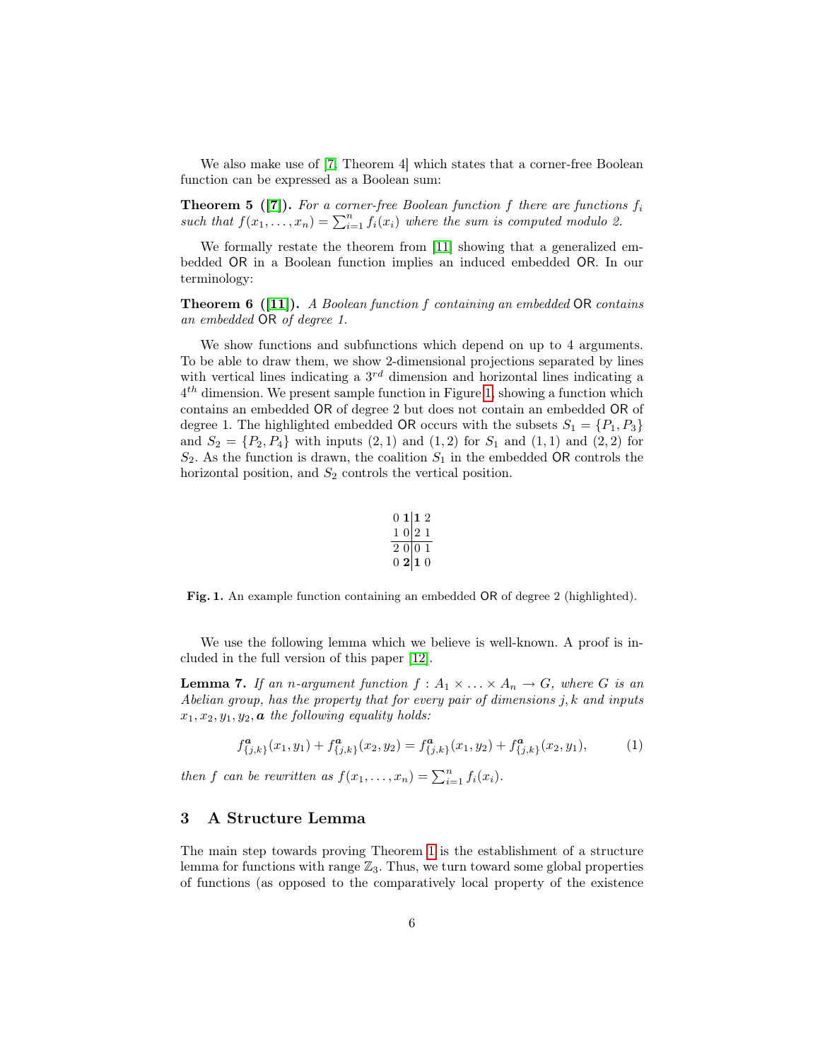We also make use of [7, Theorem 4] which states that a corner-free Boolean function can be expressed as a Boolean sum:

**Theorem 5 ([7]).** *For a corner-free Boolean function $f$ there are functions $f_i$ such that $f(x_1, \ldots, x_n) = \sum_{i=1}^{n} f_i(x_i)$ where the sum is computed modulo 2.*

We formally restate the theorem from [11] showing that a generalized embedded OR in a Boolean function implies an induced embedded OR. In our terminology:

**Theorem 6 ([11]).** *A Boolean function $f$ containing an embedded* OR *contains an embedded* OR *of degree 1.*

We show functions and subfunctions which depend on up to 4 arguments. To be able to draw them, we show 2-dimensional projections separated by lines with vertical lines indicating a $3^{rd}$ dimension and horizontal lines indicating a $4^{th}$ dimension. We present sample function in Figure 1, showing a function which contains an embedded OR of degree 2 but does not contain an embedded OR of degree 1. The highlighted embedded OR occurs with the subsets $S_1 = \{P_1, P_3\}$ and $S_2 = \{P_2, P_4\}$ with inputs $(2, 1)$ and $(1, 2)$ for $S_1$ and $(1, 1)$ and $(2, 2)$ for $S_2$. As the function is drawn, the coalition $S_1$ in the embedded OR controls the horizontal position, and $S_2$ controls the vertical position.

$$
\begin{array}{cc|cc}
0 & \mathbf{1} & \mathbf{1} & 2 \\
1 & 0 & 2 & 1 \\
\hline
2 & 0 & 0 & 1 \\
0 & \mathbf{2} & \mathbf{1} & 0
\end{array}
$$

**Fig. 1.** An example function containing an embedded OR of degree 2 (highlighted).

We use the following lemma which we believe is well-known. A proof is included in the full version of this paper [12].

**Lemma 7.** *If an $n$-argument function $f : A_1 \times \ldots \times A_n \to G$, where $G$ is an Abelian group, has the property that for every pair of dimensions $j, k$ and inputs $x_1, x_2, y_1, y_2, \boldsymbol{a}$ the following equality holds:*

$$f^{\boldsymbol{a}}_{\{j,k\}}(x_1, y_1) + f^{\boldsymbol{a}}_{\{j,k\}}(x_2, y_2) = f^{\boldsymbol{a}}_{\{j,k\}}(x_1, y_2) + f^{\boldsymbol{a}}_{\{j,k\}}(x_2, y_1), \tag{1}$$

*then $f$ can be rewritten as $f(x_1, \ldots, x_n) = \sum_{i=1}^{n} f_i(x_i)$.*

## 3 A Structure Lemma

The main step towards proving Theorem 1 is the establishment of a structure lemma for functions with range $\mathbb{Z}_3$. Thus, we turn toward some global properties of functions (as opposed to the comparatively local property of the existence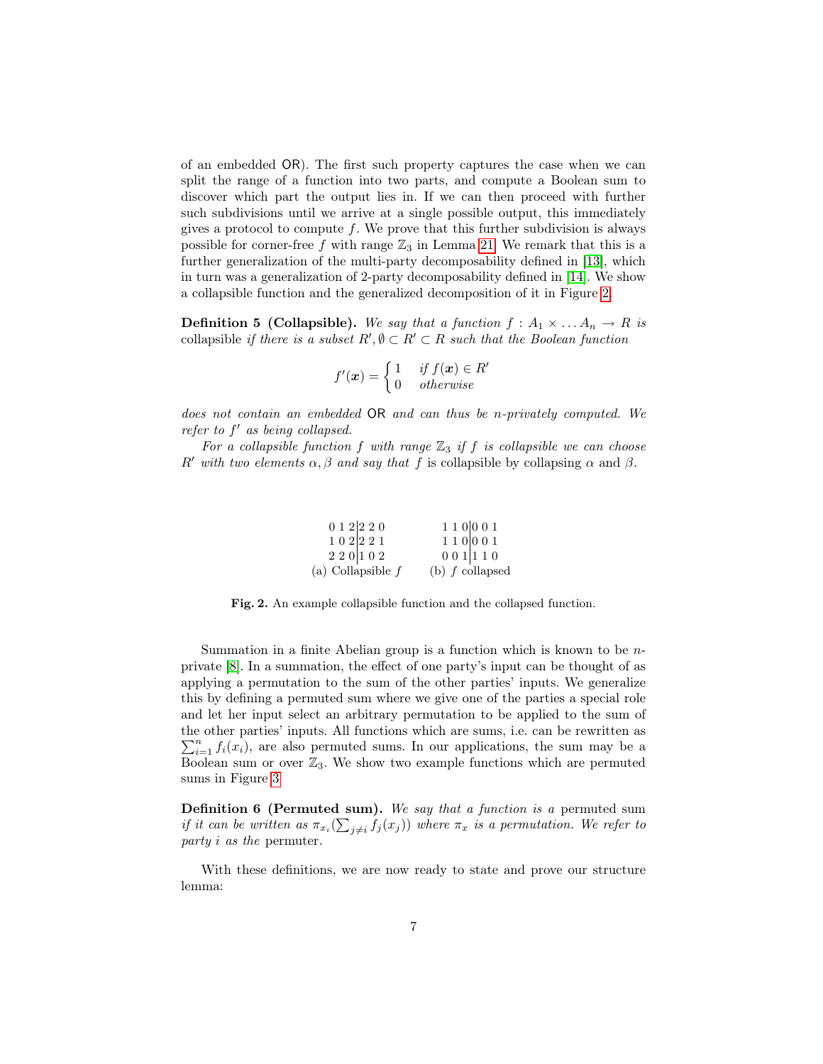of an embedded OR). The first such property captures the case when we can split the range of a function into two parts, and compute a Boolean sum to discover which part the output lies in. If we can then proceed with further such subdivisions until we arrive at a single possible output, this immediately gives a protocol to compute $f$. We prove that this further subdivision is always possible for corner-free $f$ with range $\mathbb{Z}_3$ in Lemma 21. We remark that this is a further generalization of the multi-party decomposability defined in [13], which in turn was a generalization of 2-party decomposability defined in [14]. We show a collapsible function and the generalized decomposition of it in Figure 2.

**Definition 5 (Collapsible).** *We say that a function $f : A_1 \times \ldots A_n \to R$ is* collapsible *if there is a subset $R', \emptyset \subset R' \subset R$ such that the Boolean function*

$$f'(\boldsymbol{x}) = \begin{cases} 1 & \text{if } f(\boldsymbol{x}) \in R' \\ 0 & \text{otherwise} \end{cases}$$

*does not contain an embedded* OR *and can thus be $n$-privately computed. We refer to $f'$ as being collapsed.*

*For a collapsible function $f$ with range $\mathbb{Z}_3$ if $f$ is collapsible we can choose $R'$ with two elements $\alpha, \beta$ and say that $f$* is collapsible by collapsing $\alpha$ and $\beta$.

$$\begin{array}{ccc|ccc} 0&1&2&2&2&0 \\ 1&0&2&2&2&1 \\ 2&2&0&1&0&2 \end{array} \qquad \begin{array}{ccc|ccc} 1&1&0&0&0&1 \\ 1&1&0&0&0&1 \\ 0&0&1&1&1&0 \end{array}$$

(a) Collapsible $f$ (b) $f$ collapsed

**Fig. 2.** An example collapsible function and the collapsed function.

Summation in a finite Abelian group is a function which is known to be $n$-private [8]. In a summation, the effect of one party's input can be thought of as applying a permutation to the sum of the other parties' inputs. We generalize this by defining a permuted sum where we give one of the parties a special role and let her input select an arbitrary permutation to be applied to the sum of the other parties' inputs. All functions which are sums, i.e. can be rewritten as $\sum_{i=1}^{n} f_i(x_i)$, are also permuted sums. In our applications, the sum may be a Boolean sum or over $\mathbb{Z}_3$. We show two example functions which are permuted sums in Figure 3

**Definition 6 (Permuted sum).** *We say that a function is a* permuted sum *if it can be written as $\pi_{x_i}(\sum_{j \neq i} f_j(x_j))$ where $\pi_x$ is a permutation. We refer to party $i$ as the* permuter.

With these definitions, we are now ready to state and prove our structure lemma: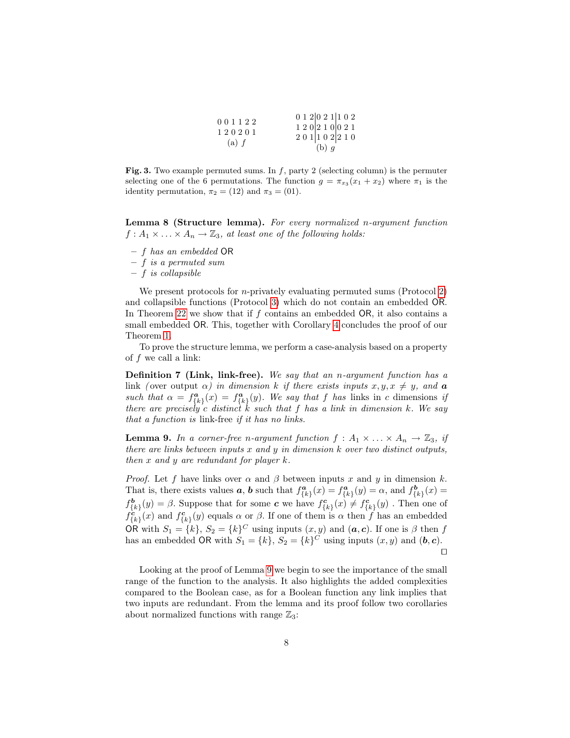| | | | | | |
|---|---|---|---|---|---|
| 0 | 0 | 1 | 1 | 2 | 2 |
| 1 | 2 | 0 | 2 | 0 | 1 |

(a) $f$

| | | | | | | | | |
|---|---|---|---|---|---|---|---|---|
| 0 | 1 | 2 | 0 | 2 | 1 | 1 | 0 | 2 |
| 1 | 2 | 0 | 2 | 1 | 0 | 0 | 2 | 1 |
| 2 | 0 | 1 | 1 | 0 | 2 | 2 | 1 | 0 |

(b) $g$

**Fig. 3.** Two example permuted sums. In $f$, party 2 (selecting column) is the permuter selecting one of the 6 permutations. The function $g = \pi_{x_3}(x_1 + x_2)$ where $\pi_1$ is the identity permutation, $\pi_2 = (12)$ and $\pi_3 = (01)$.

**Lemma 8 (Structure lemma).** *For every normalized $n$-argument function $f : A_1 \times \ldots \times A_n \to \mathbb{Z}_3$, at least one of the following holds:*

- *$f$ has an embedded* OR
- *$f$ is a permuted sum*
- *$f$ is collapsible*

We present protocols for $n$-privately evaluating permuted sums (Protocol 2) and collapsible functions (Protocol 3) which do not contain an embedded OR. In Theorem 22 we show that if $f$ contains an embedded OR, it also contains a small embedded OR. This, together with Corollary 4 concludes the proof of our Theorem 1.

To prove the structure lemma, we perform a case-analysis based on a property of $f$ we call a link:

**Definition 7 (Link, link-free).** *We say that an $n$-argument function has a* link *(over output $\alpha$) in dimension $k$ if there exists inputs $x, y, x \neq y$, and $\boldsymbol{a}$ such that $\alpha = f^{\boldsymbol{a}}_{\{k\}}(x) = f^{\boldsymbol{a}}_{\{k\}}(y)$. We say that $f$ has* links in $c$ dimensions *if there are precisely $c$ distinct $k$ such that $f$ has a link in dimension $k$. We say that a function is* link-free *if it has no links.*

**Lemma 9.** *In a corner-free $n$-argument function $f : A_1 \times \ldots \times A_n \to \mathbb{Z}_3$, if there are links between inputs $x$ and $y$ in dimension $k$ over two distinct outputs, then $x$ and $y$ are redundant for player $k$.*

*Proof.* Let $f$ have links over $\alpha$ and $\beta$ between inputs $x$ and $y$ in dimension $k$. That is, there exists values $\boldsymbol{a}$, $\boldsymbol{b}$ such that $f^{\boldsymbol{a}}_{\{k\}}(x) = f^{\boldsymbol{a}}_{\{k\}}(y) = \alpha$, and $f^{\boldsymbol{b}}_{\{k\}}(x) = f^{\boldsymbol{b}}_{\{k\}}(y) = \beta$. Suppose that for some $\boldsymbol{c}$ we have $f^{\boldsymbol{c}}_{\{k\}}(x) \neq f^{\boldsymbol{c}}_{\{k\}}(y)$ . Then one of $f^{\boldsymbol{c}}_{\{k\}}(x)$ and $f^{\boldsymbol{c}}_{\{k\}}(y)$ equals $\alpha$ or $\beta$. If one of them is $\alpha$ then $f$ has an embedded OR with $S_1 = \{k\}$, $S_2 = \{k\}^C$ using inputs $(x, y)$ and $(\boldsymbol{a}, \boldsymbol{c})$. If one is $\beta$ then $f$ has an embedded OR with $S_1 = \{k\}$, $S_2 = \{k\}^C$ using inputs $(x, y)$ and $(\boldsymbol{b}, \boldsymbol{c})$. □

Looking at the proof of Lemma 9 we begin to see the importance of the small range of the function to the analysis. It also highlights the added complexities compared to the Boolean case, as for a Boolean function any link implies that two inputs are redundant. From the lemma and its proof follow two corollaries about normalized functions with range $\mathbb{Z}_3$: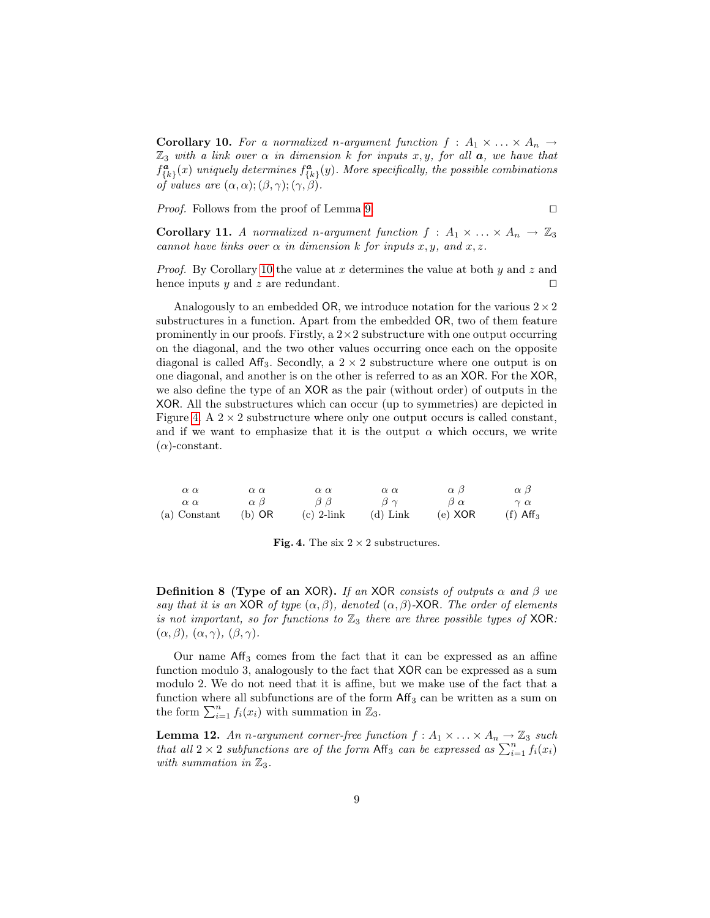**Corollary 10.** *For a normalized $n$-argument function $f : A_1 \times \ldots \times A_n \to \mathbb{Z}_3$ with a link over $\alpha$ in dimension $k$ for inputs $x, y$, for all $\boldsymbol{a}$, we have that $f^{\boldsymbol{a}}_{\{k\}}(x)$ uniquely determines $f^{\boldsymbol{a}}_{\{k\}}(y)$. More specifically, the possible combinations of values are $(\alpha, \alpha)$; $(\beta, \gamma)$; $(\gamma, \beta)$.*

*Proof.* Follows from the proof of Lemma 9. ◻

**Corollary 11.** *A normalized $n$-argument function $f : A_1 \times \ldots \times A_n \to \mathbb{Z}_3$ cannot have links over $\alpha$ in dimension $k$ for inputs $x, y$, and $x, z$.*

*Proof.* By Corollary 10 the value at $x$ determines the value at both $y$ and $z$ and hence inputs $y$ and $z$ are redundant. ◻

Analogously to an embedded OR, we introduce notation for the various $2 \times 2$ substructures in a function. Apart from the embedded OR, two of them feature prominently in our proofs. Firstly, a $2 \times 2$ substructure with one output occurring on the diagonal, and the two other values occurring once each on the opposite diagonal is called $\mathsf{Aff}_3$. Secondly, a $2 \times 2$ substructure where one output is on one diagonal, and another is on the other is referred to as an XOR. For the XOR, we also define the type of an XOR as the pair (without order) of outputs in the XOR. All the substructures which can occur (up to symmetries) are depicted in Figure 4. A $2 \times 2$ substructure where only one output occurs is called constant, and if we want to emphasize that it is the output $\alpha$ which occurs, we write ($\alpha$)-constant.

| (a) Constant | (b) OR | (c) 2-link | (d) Link | (e) XOR | (f) $\mathsf{Aff}_3$ |
|---|---|---|---|---|---|
| $\alpha\ \alpha$ | $\alpha\ \alpha$ | $\alpha\ \alpha$ | $\alpha\ \alpha$ | $\alpha\ \beta$ | $\alpha\ \beta$ |
| $\alpha\ \alpha$ | $\alpha\ \beta$ | $\beta\ \beta$ | $\beta\ \gamma$ | $\beta\ \alpha$ | $\gamma\ \alpha$ |

**Fig. 4.** The six $2 \times 2$ substructures.

**Definition 8 (Type of an XOR).** *If an XOR consists of outputs $\alpha$ and $\beta$ we say that it is an XOR of type $(\alpha, \beta)$, denoted $(\alpha, \beta)$-XOR. The order of elements is not important, so for functions to $\mathbb{Z}_3$ there are three possible types of XOR: $(\alpha, \beta)$, $(\alpha, \gamma)$, $(\beta, \gamma)$.*

Our name $\mathsf{Aff}_3$ comes from the fact that it can be expressed as an affine function modulo 3, analogously to the fact that XOR can be expressed as a sum modulo 2. We do not need that it is affine, but we make use of the fact that a function where all subfunctions are of the form $\mathsf{Aff}_3$ can be written as a sum on the form $\sum_{i=1}^{n} f_i(x_i)$ with summation in $\mathbb{Z}_3$.

**Lemma 12.** *An $n$-argument corner-free function $f : A_1 \times \ldots \times A_n \to \mathbb{Z}_3$ such that all $2 \times 2$ subfunctions are of the form $\mathsf{Aff}_3$ can be expressed as $\sum_{i=1}^{n} f_i(x_i)$ with summation in $\mathbb{Z}_3$.*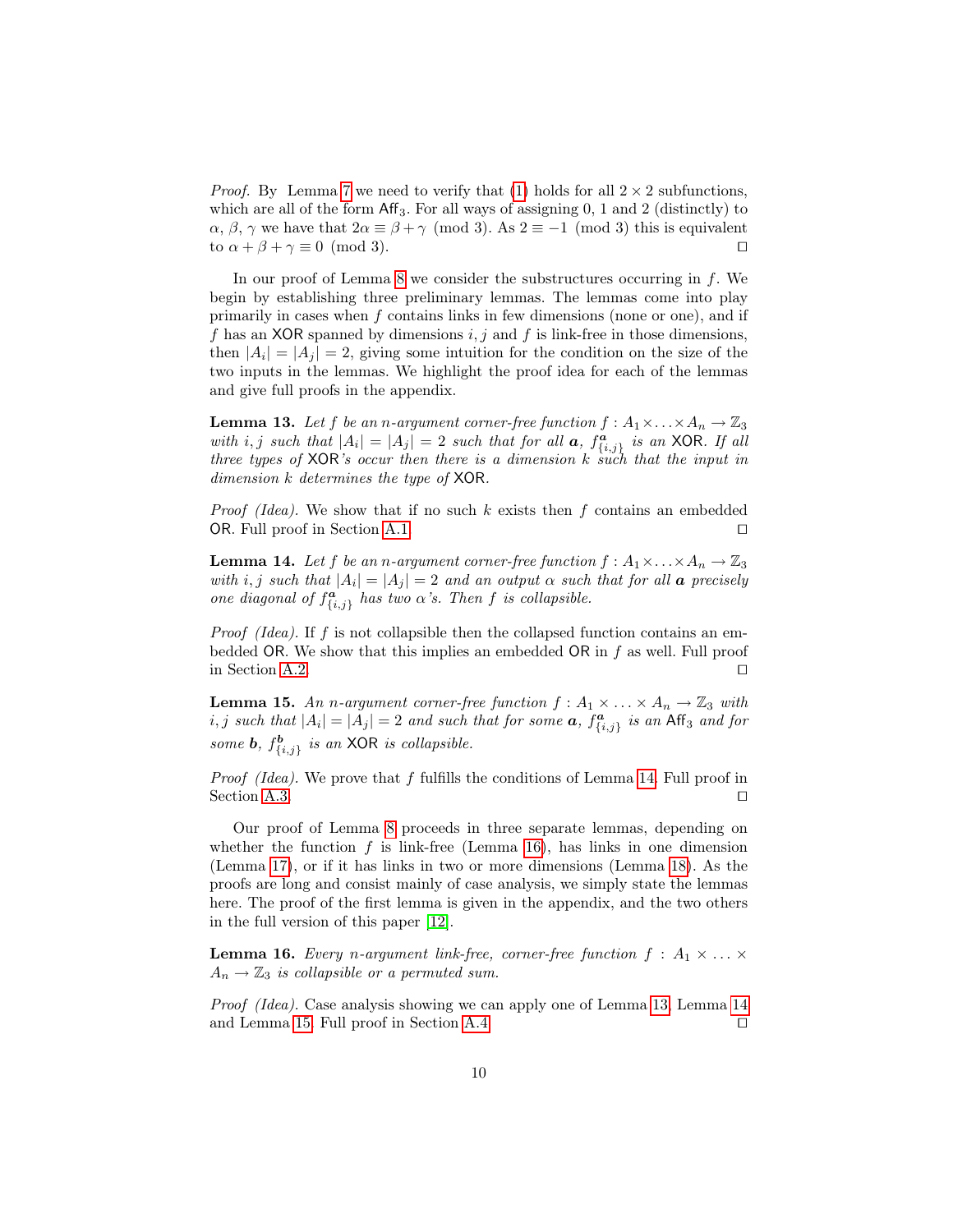*Proof.* By Lemma 7 we need to verify that (1) holds for all $2 \times 2$ subfunctions, which are all of the form $\mathsf{Aff}_3$. For all ways of assigning 0, 1 and 2 (distinctly) to $\alpha$, $\beta$, $\gamma$ we have that $2\alpha \equiv \beta + \gamma \pmod 3$. As $2 \equiv -1 \pmod 3$ this is equivalent to $\alpha + \beta + \gamma \equiv 0 \pmod 3$. ◻

In our proof of Lemma 8 we consider the substructures occurring in $f$. We begin by establishing three preliminary lemmas. The lemmas come into play primarily in cases when $f$ contains links in few dimensions (none or one), and if $f$ has an $\mathsf{XOR}$ spanned by dimensions $i, j$ and $f$ is link-free in those dimensions, then $|A_i| = |A_j| = 2$, giving some intuition for the condition on the size of the two inputs in the lemmas. We highlight the proof idea for each of the lemmas and give full proofs in the appendix.

**Lemma 13.** *Let $f$ be an $n$-argument corner-free function $f : A_1 \times \ldots \times A_n \to \mathbb{Z}_3$ with $i, j$ such that $|A_i| = |A_j| = 2$ such that for all $\boldsymbol{a}$, $f^{\boldsymbol{a}}_{\{i,j\}}$ is an $\mathsf{XOR}$. If all three types of $\mathsf{XOR}$'s occur then there is a dimension $k$ such that the input in dimension $k$ determines the type of $\mathsf{XOR}$.*

*Proof (Idea).* We show that if no such $k$ exists then $f$ contains an embedded $\mathsf{OR}$. Full proof in Section A.1. ◻

**Lemma 14.** *Let $f$ be an $n$-argument corner-free function $f : A_1 \times \ldots \times A_n \to \mathbb{Z}_3$ with $i, j$ such that $|A_i| = |A_j| = 2$ and an output $\alpha$ such that for all $\boldsymbol{a}$ precisely one diagonal of $f^{\boldsymbol{a}}_{\{i,j\}}$ has two $\alpha$'s. Then $f$ is collapsible.*

*Proof (Idea).* If $f$ is not collapsible then the collapsed function contains an embedded $\mathsf{OR}$. We show that this implies an embedded $\mathsf{OR}$ in $f$ as well. Full proof in Section A.2. ◻

**Lemma 15.** *An $n$-argument corner-free function $f : A_1 \times \ldots \times A_n \to \mathbb{Z}_3$ with $i, j$ such that $|A_i| = |A_j| = 2$ and such that for some $\boldsymbol{a}$, $f^{\boldsymbol{a}}_{\{i,j\}}$ is an $\mathsf{Aff}_3$ and for some $\boldsymbol{b}$, $f^{\boldsymbol{b}}_{\{i,j\}}$ is an $\mathsf{XOR}$ is collapsible.*

*Proof (Idea).* We prove that $f$ fulfills the conditions of Lemma 14. Full proof in Section A.3. ◻

Our proof of Lemma 8 proceeds in three separate lemmas, depending on whether the function $f$ is link-free (Lemma 16), has links in one dimension (Lemma 17), or if it has links in two or more dimensions (Lemma 18). As the proofs are long and consist mainly of case analysis, we simply state the lemmas here. The proof of the first lemma is given in the appendix, and the two others in the full version of this paper [12].

**Lemma 16.** *Every $n$-argument link-free, corner-free function $f : A_1 \times \ldots \times A_n \to \mathbb{Z}_3$ is collapsible or a permuted sum.*

*Proof (Idea).* Case analysis showing we can apply one of Lemma 13, Lemma 14 and Lemma 15. Full proof in Section A.4. ◻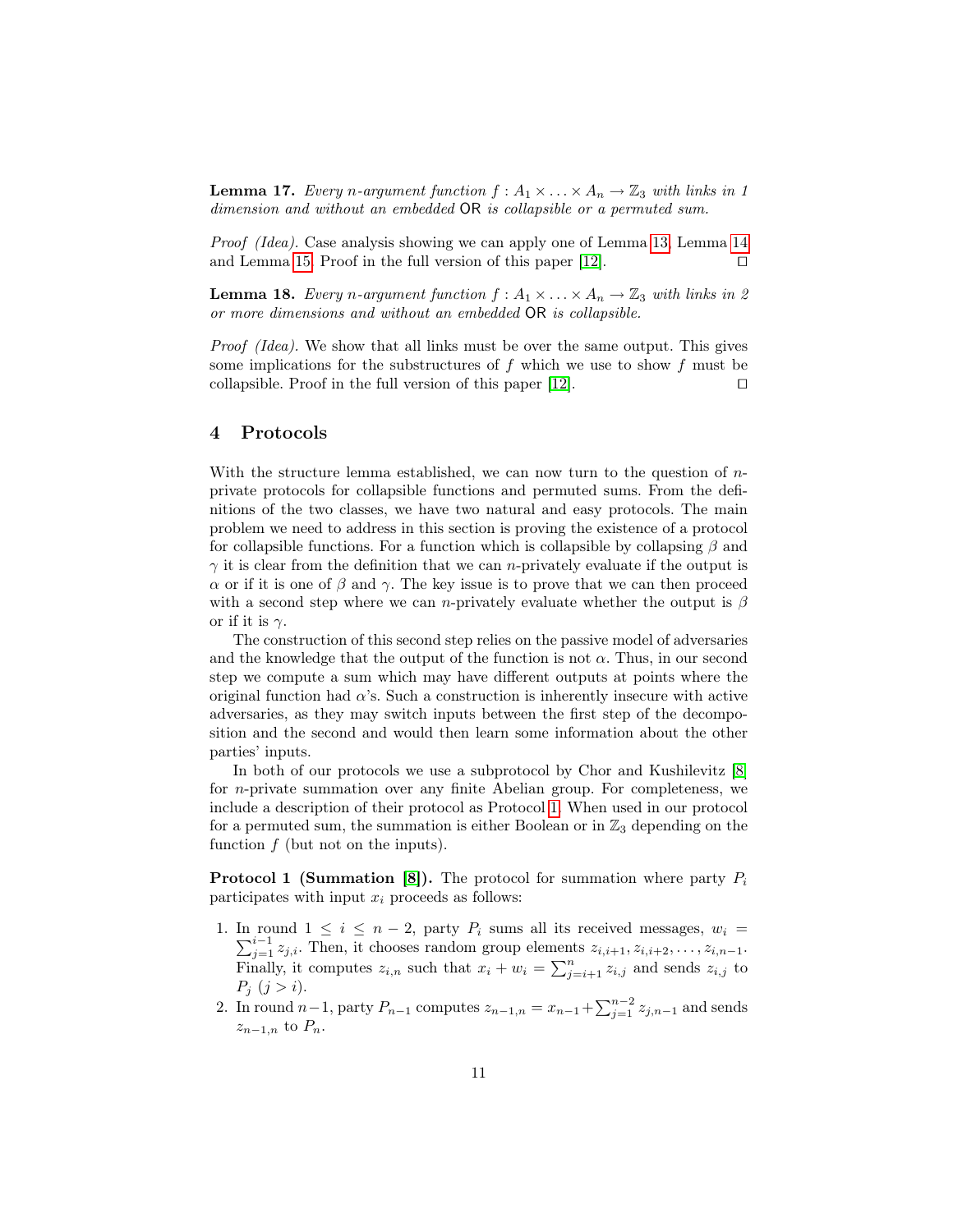**Lemma 17.** *Every n-argument function $f : A_1 \times \ldots \times A_n \to \mathbb{Z}_3$ with links in 1 dimension and without an embedded* OR *is collapsible or a permuted sum.*

*Proof (Idea).* Case analysis showing we can apply one of Lemma 13, Lemma 14 and Lemma 15. Proof in the full version of this paper [12]. ◻

**Lemma 18.** *Every n-argument function $f : A_1 \times \ldots \times A_n \to \mathbb{Z}_3$ with links in 2 or more dimensions and without an embedded* OR *is collapsible.*

*Proof (Idea).* We show that all links must be over the same output. This gives some implications for the substructures of $f$ which we use to show $f$ must be collapsible. Proof in the full version of this paper [12]. ◻

## 4 Protocols

With the structure lemma established, we can now turn to the question of $n$-private protocols for collapsible functions and permuted sums. From the definitions of the two classes, we have two natural and easy protocols. The main problem we need to address in this section is proving the existence of a protocol for collapsible functions. For a function which is collapsible by collapsing $\beta$ and $\gamma$ it is clear from the definition that we can $n$-privately evaluate if the output is $\alpha$ or if it is one of $\beta$ and $\gamma$. The key issue is to prove that we can then proceed with a second step where we can $n$-privately evaluate whether the output is $\beta$ or if it is $\gamma$.

The construction of this second step relies on the passive model of adversaries and the knowledge that the output of the function is not $\alpha$. Thus, in our second step we compute a sum which may have different outputs at points where the original function had $\alpha$'s. Such a construction is inherently insecure with active adversaries, as they may switch inputs between the first step of the decomposition and the second and would then learn some information about the other parties' inputs.

In both of our protocols we use a subprotocol by Chor and Kushilevitz [8] for $n$-private summation over any finite Abelian group. For completeness, we include a description of their protocol as Protocol 1. When used in our protocol for a permuted sum, the summation is either Boolean or in $\mathbb{Z}_3$ depending on the function $f$ (but not on the inputs).

**Protocol 1 (Summation [8]).** The protocol for summation where party $P_i$ participates with input $x_i$ proceeds as follows:

1. In round $1 \leq i \leq n-2$, party $P_i$ sums all its received messages, $w_i = \sum_{j=1}^{i-1} z_{j,i}$. Then, it chooses random group elements $z_{i,i+1}, z_{i,i+2}, \ldots, z_{i,n-1}$. Finally, it computes $z_{i,n}$ such that $x_i + w_i = \sum_{j=i+1}^{n} z_{i,j}$ and sends $z_{i,j}$ to $P_j$ $(j > i)$.
2. In round $n-1$, party $P_{n-1}$ computes $z_{n-1,n} = x_{n-1} + \sum_{j=1}^{n-2} z_{j,n-1}$ and sends $z_{n-1,n}$ to $P_n$.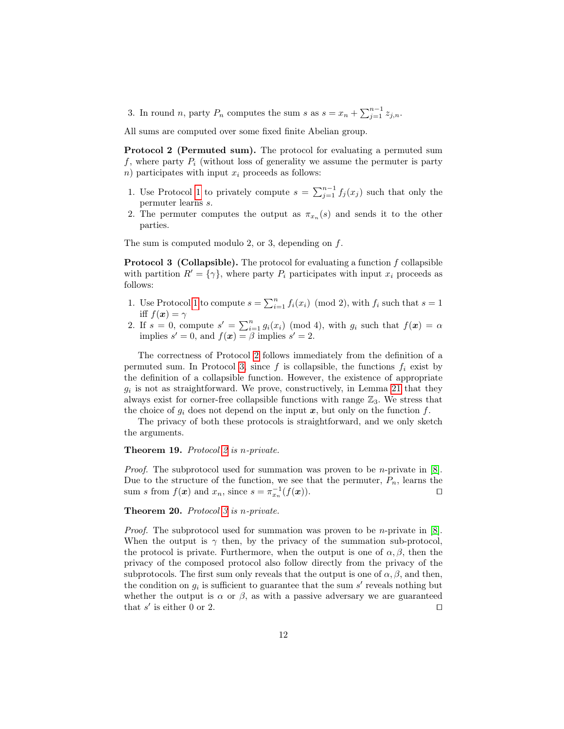3. In round $n$, party $P_n$ computes the sum $s$ as $s = x_n + \sum_{j=1}^{n-1} z_{j,n}$.

All sums are computed over some fixed finite Abelian group.

**Protocol 2 (Permuted sum).** The protocol for evaluating a permuted sum $f$, where party $P_i$ (without loss of generality we assume the permuter is party $n$) participates with input $x_i$ proceeds as follows:

1. Use Protocol 1 to privately compute $s = \sum_{j=1}^{n-1} f_j(x_j)$ such that only the permuter learns $s$.
2. The permuter computes the output as $\pi_{x_n}(s)$ and sends it to the other parties.

The sum is computed modulo 2, or 3, depending on $f$.

**Protocol 3 (Collapsible).** The protocol for evaluating a function $f$ collapsible with partition $R' = \{\gamma\}$, where party $P_i$ participates with input $x_i$ proceeds as follows:

1. Use Protocol 1 to compute $s = \sum_{i=1}^{n} f_i(x_i) \pmod 2$, with $f_i$ such that $s = 1$ iff $f(\boldsymbol{x}) = \gamma$
2. If $s = 0$, compute $s' = \sum_{i=1}^{n} g_i(x_i) \pmod 4$, with $g_i$ such that $f(\boldsymbol{x}) = \alpha$ implies $s' = 0$, and $f(\boldsymbol{x}) = \beta$ implies $s' = 2$.

The correctness of Protocol 2 follows immediately from the definition of a permuted sum. In Protocol 3, since $f$ is collapsible, the functions $f_i$ exist by the definition of a collapsible function. However, the existence of appropriate $g_i$ is not as straightforward. We prove, constructively, in Lemma 21 that they always exist for corner-free collapsible functions with range $\mathbb{Z}_3$. We stress that the choice of $g_i$ does not depend on the input $\boldsymbol{x}$, but only on the function $f$.

The privacy of both these protocols is straightforward, and we only sketch the arguments.

**Theorem 19.** *Protocol 2 is n-private.*

*Proof.* The subprotocol used for summation was proven to be $n$-private in [8]. Due to the structure of the function, we see that the permuter, $P_n$, learns the sum $s$ from $f(\boldsymbol{x})$ and $x_n$, since $s = \pi_{x_n}^{-1}(f(\boldsymbol{x}))$. □

**Theorem 20.** *Protocol 3 is n-private.*

*Proof.* The subprotocol used for summation was proven to be $n$-private in [8]. When the output is $\gamma$ then, by the privacy of the summation sub-protocol, the protocol is private. Furthermore, when the output is one of $\alpha, \beta$, then the privacy of the composed protocol also follow directly from the privacy of the subprotocols. The first sum only reveals that the output is one of $\alpha, \beta$, and then, the condition on $g_i$ is sufficient to guarantee that the sum $s'$ reveals nothing but whether the output is $\alpha$ or $\beta$, as with a passive adversary we are guaranteed that $s'$ is either 0 or 2. □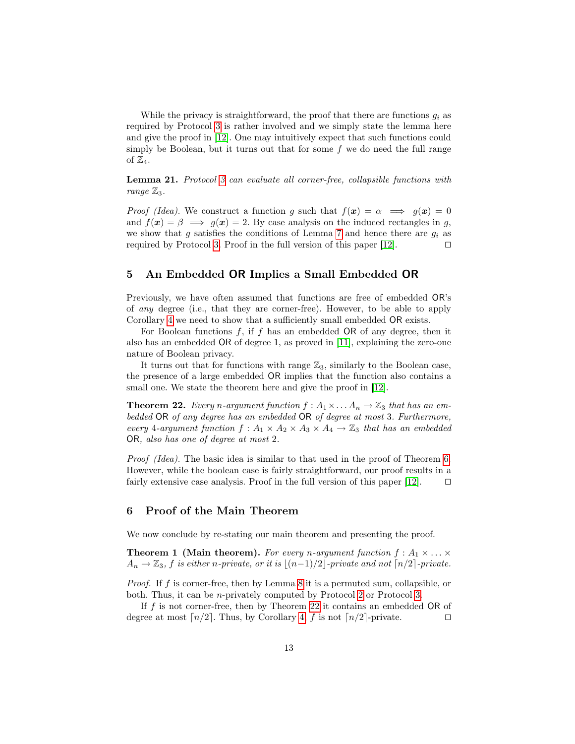While the privacy is straightforward, the proof that there are functions $g_i$ as required by Protocol 3 is rather involved and we simply state the lemma here and give the proof in [12]. One may intuitively expect that such functions could simply be Boolean, but it turns out that for some $f$ we do need the full range of $\mathbb{Z}_4$.

**Lemma 21.** *Protocol 3 can evaluate all corner-free, collapsible functions with range $\mathbb{Z}_3$.*

*Proof (Idea).* We construct a function $g$ such that $f(\boldsymbol{x}) = \alpha \implies g(\boldsymbol{x}) = 0$ and $f(\boldsymbol{x}) = \beta \implies g(\boldsymbol{x}) = 2$. By case analysis on the induced rectangles in $g$, we show that $g$ satisfies the conditions of Lemma 7 and hence there are $g_i$ as required by Protocol 3. Proof in the full version of this paper [12]. □

## 5 An Embedded OR Implies a Small Embedded OR

Previously, we have often assumed that functions are free of embedded OR's of *any* degree (i.e., that they are corner-free). However, to be able to apply Corollary 4 we need to show that a sufficiently small embedded OR exists.

For Boolean functions $f$, if $f$ has an embedded OR of any degree, then it also has an embedded OR of degree 1, as proved in [11], explaining the zero-one nature of Boolean privacy.

It turns out that for functions with range $\mathbb{Z}_3$, similarly to the Boolean case, the presence of a large embedded OR implies that the function also contains a small one. We state the theorem here and give the proof in [12].

**Theorem 22.** *Every $n$-argument function $f : A_1 \times \ldots A_n \to \mathbb{Z}_3$ that has an embedded OR of any degree has an embedded OR of degree at most 3. Furthermore, every 4-argument function $f : A_1 \times A_2 \times A_3 \times A_4 \to \mathbb{Z}_3$ that has an embedded OR, also has one of degree at most 2.*

*Proof (Idea).* The basic idea is similar to that used in the proof of Theorem 6. However, while the boolean case is fairly straightforward, our proof results in a fairly extensive case analysis. Proof in the full version of this paper [12]. □

## 6 Proof of the Main Theorem

We now conclude by re-stating our main theorem and presenting the proof.

**Theorem 1 (Main theorem).** *For every $n$-argument function $f : A_1 \times \ldots \times A_n \to \mathbb{Z}_3$, $f$ is either $n$-private, or it is $\lfloor (n-1)/2 \rfloor$-private and not $\lceil n/2 \rceil$-private.*

*Proof.* If $f$ is corner-free, then by Lemma 8 it is a permuted sum, collapsible, or both. Thus, it can be $n$-privately computed by Protocol 2 or Protocol 3.

If $f$ is not corner-free, then by Theorem 22 it contains an embedded OR of degree at most $\lceil n/2 \rceil$. Thus, by Corollary 4, $f$ is not $\lceil n/2 \rceil$-private. □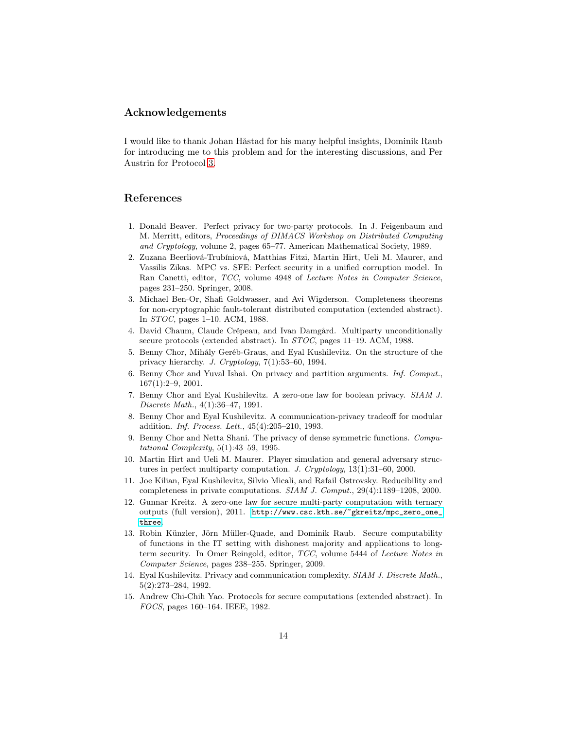## Acknowledgements

I would like to thank Johan Håstad for his many helpful insights, Dominik Raub for introducing me to this problem and for the interesting discussions, and Per Austrin for Protocol 3.

## References

1. Donald Beaver. Perfect privacy for two-party protocols. In J. Feigenbaum and M. Merritt, editors, *Proceedings of DIMACS Workshop on Distributed Computing and Cryptology*, volume 2, pages 65–77. American Mathematical Society, 1989.
2. Zuzana Beerliová-Trubíniová, Matthias Fitzi, Martin Hirt, Ueli M. Maurer, and Vassilis Zikas. MPC vs. SFE: Perfect security in a unified corruption model. In Ran Canetti, editor, *TCC*, volume 4948 of *Lecture Notes in Computer Science*, pages 231–250. Springer, 2008.
3. Michael Ben-Or, Shafi Goldwasser, and Avi Wigderson. Completeness theorems for non-cryptographic fault-tolerant distributed computation (extended abstract). In *STOC*, pages 1–10. ACM, 1988.
4. David Chaum, Claude Crépeau, and Ivan Damgård. Multiparty unconditionally secure protocols (extended abstract). In *STOC*, pages 11–19. ACM, 1988.
5. Benny Chor, Mihály Geréb-Graus, and Eyal Kushilevitz. On the structure of the privacy hierarchy. *J. Cryptology*, 7(1):53–60, 1994.
6. Benny Chor and Yuval Ishai. On privacy and partition arguments. *Inf. Comput.*, 167(1):2–9, 2001.
7. Benny Chor and Eyal Kushilevitz. A zero-one law for boolean privacy. *SIAM J. Discrete Math.*, 4(1):36–47, 1991.
8. Benny Chor and Eyal Kushilevitz. A communication-privacy tradeoff for modular addition. *Inf. Process. Lett.*, 45(4):205–210, 1993.
9. Benny Chor and Netta Shani. The privacy of dense symmetric functions. *Computational Complexity*, 5(1):43–59, 1995.
10. Martin Hirt and Ueli M. Maurer. Player simulation and general adversary structures in perfect multiparty computation. *J. Cryptology*, 13(1):31–60, 2000.
11. Joe Kilian, Eyal Kushilevitz, Silvio Micali, and Rafail Ostrovsky. Reducibility and completeness in private computations. *SIAM J. Comput.*, 29(4):1189–1208, 2000.
12. Gunnar Kreitz. A zero-one law for secure multi-party computation with ternary outputs (full version), 2011. http://www.csc.kth.se/~gkreitz/mpc_zero_one_three.
13. Robin Künzler, Jörn Müller-Quade, and Dominik Raub. Secure computability of functions in the IT setting with dishonest majority and applications to long-term security. In Omer Reingold, editor, *TCC*, volume 5444 of *Lecture Notes in Computer Science*, pages 238–255. Springer, 2009.
14. Eyal Kushilevitz. Privacy and communication complexity. *SIAM J. Discrete Math.*, 5(2):273–284, 1992.
15. Andrew Chi-Chih Yao. Protocols for secure computations (extended abstract). In *FOCS*, pages 160–164. IEEE, 1982.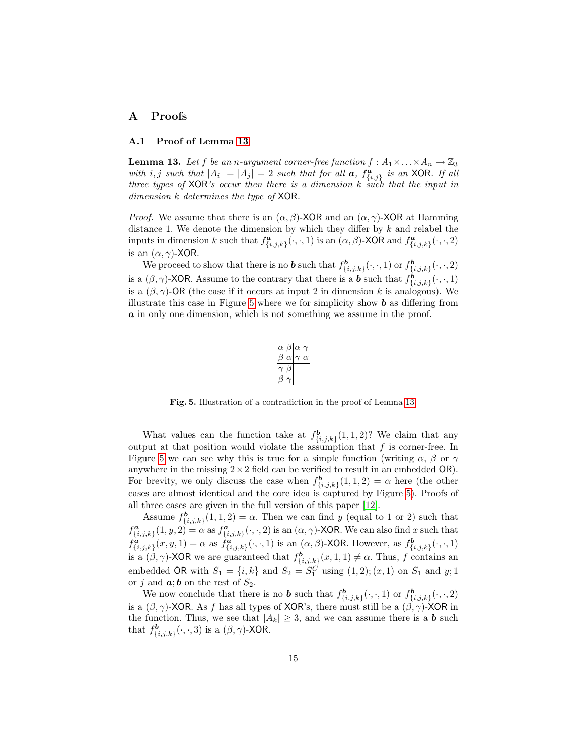# A Proofs

## A.1 Proof of Lemma 13

**Lemma 13.** *Let $f$ be an $n$-argument corner-free function $f : A_1 \times \ldots \times A_n \to \mathbb{Z}_3$ with $i, j$ such that $|A_i| = |A_j| = 2$ such that for all $\boldsymbol{a}$, $f^{\boldsymbol{a}}_{\{i,j\}}$ is an* XOR*. If all three types of* XOR*'s occur then there is a dimension $k$ such that the input in dimension $k$ determines the type of* XOR*.*

*Proof.* We assume that there is an $(\alpha, \beta)$-XOR and an $(\alpha, \gamma)$-XOR at Hamming distance 1. We denote the dimension by which they differ by $k$ and relabel the inputs in dimension $k$ such that $f^{\boldsymbol{a}}_{\{i,j,k\}}(\cdot, \cdot, 1)$ is an $(\alpha, \beta)$-XOR and $f^{\boldsymbol{a}}_{\{i,j,k\}}(\cdot, \cdot, 2)$ is an $(\alpha, \gamma)$-XOR.

We proceed to show that there is no $\boldsymbol{b}$ such that $f^{\boldsymbol{b}}_{\{i,j,k\}}(\cdot, \cdot, 1)$ or $f^{\boldsymbol{b}}_{\{i,j,k\}}(\cdot, \cdot, 2)$ is a $(\beta, \gamma)$-XOR. Assume to the contrary that there is a $\boldsymbol{b}$ such that $f^{\boldsymbol{b}}_{\{i,j,k\}}(\cdot, \cdot, 1)$ is a $(\beta, \gamma)$-OR (the case if it occurs at input 2 in dimension $k$ is analogous). We illustrate this case in Figure 5 where we for simplicity show $\boldsymbol{b}$ as differing from $\boldsymbol{a}$ in only one dimension, which is not something we assume in the proof.

$$
\begin{array}{cc|cc}
\alpha & \beta & \alpha & \gamma \\
\beta & \alpha & \gamma & \alpha \\
\hline
\gamma & \beta & & \\
\beta & \gamma & &
\end{array}
$$

**Fig. 5.** Illustration of a contradiction in the proof of Lemma 13.

What values can the function take at $f^{\boldsymbol{b}}_{\{i,j,k\}}(1, 1, 2)$? We claim that any output at that position would violate the assumption that $f$ is corner-free. In Figure 5 we can see why this is true for a simple function (writing $\alpha$, $\beta$ or $\gamma$ anywhere in the missing $2 \times 2$ field can be verified to result in an embedded OR). For brevity, we only discuss the case when $f^{\boldsymbol{b}}_{\{i,j,k\}}(1, 1, 2) = \alpha$ here (the other cases are almost identical and the core idea is captured by Figure 5). Proofs of all three cases are given in the full version of this paper [12].

Assume $f^{\boldsymbol{b}}_{\{i,j,k\}}(1, 1, 2) = \alpha$. Then we can find $y$ (equal to 1 or 2) such that $f^{\boldsymbol{a}}_{\{i,j,k\}}(1, y, 2) = \alpha$ as $f^{\boldsymbol{a}}_{\{i,j,k\}}(\cdot, \cdot, 2)$ is an $(\alpha, \gamma)$-XOR. We can also find $x$ such that $f^{\boldsymbol{a}}_{\{i,j,k\}}(x, y, 1) = \alpha$ as $f^{\boldsymbol{a}}_{\{i,j,k\}}(\cdot, \cdot, 1)$ is an $(\alpha, \beta)$-XOR. However, as $f^{\boldsymbol{b}}_{\{i,j,k\}}(\cdot, \cdot, 1)$ is a $(\beta, \gamma)$-XOR we are guaranteed that $f^{\boldsymbol{b}}_{\{i,j,k\}}(x, 1, 1) \neq \alpha$. Thus, $f$ contains an embedded OR with $S_1 = \{i, k\}$ and $S_2 = S_1^C$ using $(1, 2); (x, 1)$ on $S_1$ and $y; 1$ or $j$ and $\boldsymbol{a}; \boldsymbol{b}$ on the rest of $S_2$.

We now conclude that there is no $\boldsymbol{b}$ such that $f^{\boldsymbol{b}}_{\{i,j,k\}}(\cdot, \cdot, 1)$ or $f^{\boldsymbol{b}}_{\{i,j,k\}}(\cdot, \cdot, 2)$ is a $(\beta, \gamma)$-XOR. As $f$ has all types of XOR's, there must still be a $(\beta, \gamma)$-XOR in the function. Thus, we see that $|A_k| \geq 3$, and we can assume there is a $\boldsymbol{b}$ such that $f^{\boldsymbol{b}}_{\{i,j,k\}}(\cdot, \cdot, 3)$ is a $(\beta, \gamma)$-XOR.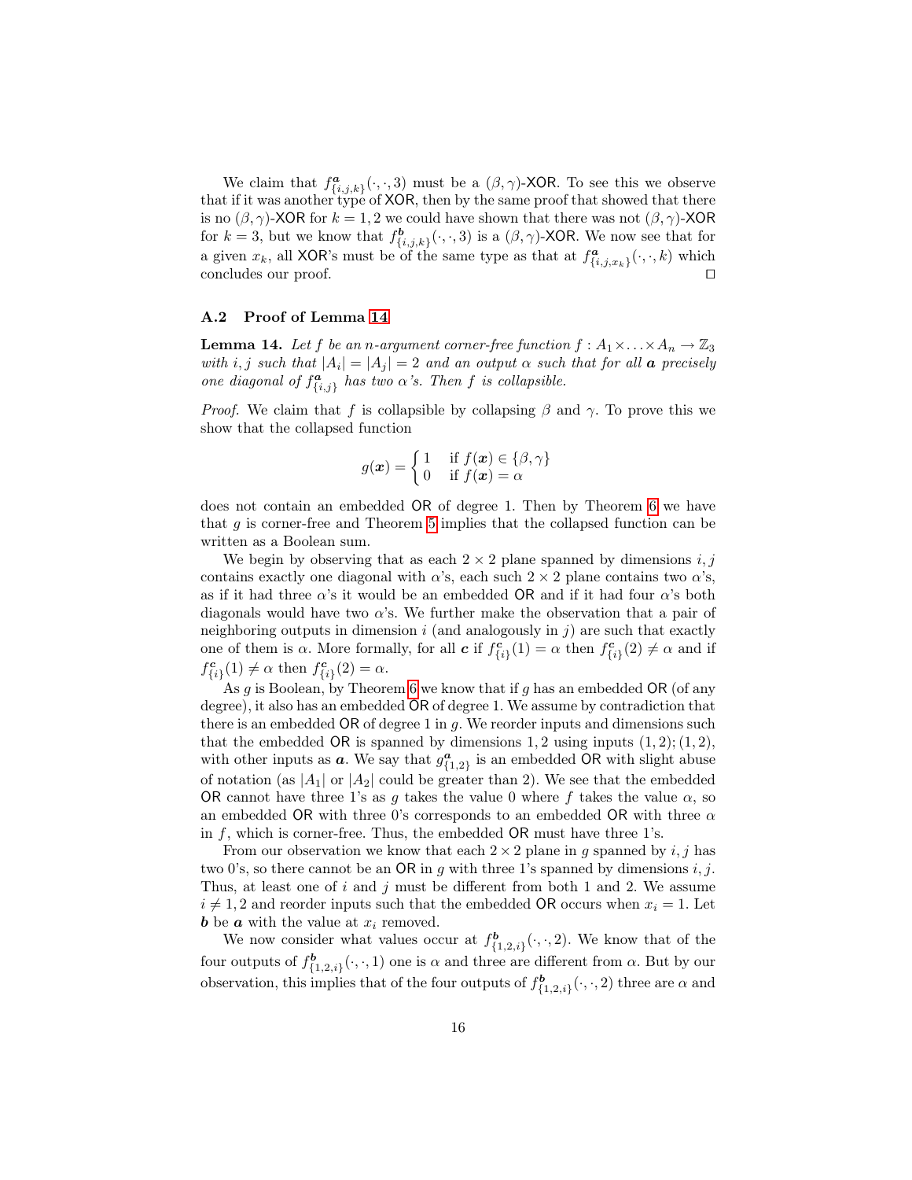We claim that $f^{\boldsymbol{a}}_{\{i,j,k\}}(\cdot,\cdot,3)$ must be a $(\beta,\gamma)$-XOR. To see this we observe that if it was another type of XOR, then by the same proof that showed that there is no $(\beta,\gamma)$-XOR for $k=1,2$ we could have shown that there was not $(\beta,\gamma)$-XOR for $k=3$, but we know that $f^{\boldsymbol{b}}_{\{i,j,k\}}(\cdot,\cdot,3)$ is a $(\beta,\gamma)$-XOR. We now see that for a given $x_k$, all XOR's must be of the same type as that at $f^{\boldsymbol{a}}_{\{i,j,x_k\}}(\cdot,\cdot,k)$ which concludes our proof. ◻

### A.2 Proof of Lemma 14

**Lemma 14.** *Let $f$ be an $n$-argument corner-free function $f : A_1 \times \ldots \times A_n \to \mathbb{Z}_3$ with $i,j$ such that $|A_i| = |A_j| = 2$ and an output $\alpha$ such that for all $\boldsymbol{a}$ precisely one diagonal of $f^{\boldsymbol{a}}_{\{i,j\}}$ has two $\alpha$'s. Then $f$ is collapsible.*

*Proof.* We claim that $f$ is collapsible by collapsing $\beta$ and $\gamma$. To prove this we show that the collapsed function

$$g(\boldsymbol{x}) = \begin{cases} 1 & \text{if } f(\boldsymbol{x}) \in \{\beta,\gamma\} \\ 0 & \text{if } f(\boldsymbol{x}) = \alpha \end{cases}$$

does not contain an embedded OR of degree 1. Then by Theorem 6 we have that $g$ is corner-free and Theorem 5 implies that the collapsed function can be written as a Boolean sum.

We begin by observing that as each $2 \times 2$ plane spanned by dimensions $i,j$ contains exactly one diagonal with $\alpha$'s, each such $2 \times 2$ plane contains two $\alpha$'s, as if it had three $\alpha$'s it would be an embedded OR and if it had four $\alpha$'s both diagonals would have two $\alpha$'s. We further make the observation that a pair of neighboring outputs in dimension $i$ (and analogously in $j$) are such that exactly one of them is $\alpha$. More formally, for all $\boldsymbol{c}$ if $f^{\boldsymbol{c}}_{\{i\}}(1) = \alpha$ then $f^{\boldsymbol{c}}_{\{i\}}(2) \neq \alpha$ and if $f^{\boldsymbol{c}}_{\{i\}}(1) \neq \alpha$ then $f^{\boldsymbol{c}}_{\{i\}}(2) = \alpha$.

As $g$ is Boolean, by Theorem 6 we know that if $g$ has an embedded OR (of any degree), it also has an embedded OR of degree 1. We assume by contradiction that there is an embedded OR of degree 1 in $g$. We reorder inputs and dimensions such that the embedded OR is spanned by dimensions $1,2$ using inputs $(1,2);(1,2)$, with other inputs as $\boldsymbol{a}$. We say that $g^{\boldsymbol{a}}_{\{1,2\}}$ is an embedded OR with slight abuse of notation (as $|A_1|$ or $|A_2|$ could be greater than 2). We see that the embedded OR cannot have three 1's as $g$ takes the value 0 where $f$ takes the value $\alpha$, so an embedded OR with three 0's corresponds to an embedded OR with three $\alpha$ in $f$, which is corner-free. Thus, the embedded OR must have three 1's.

From our observation we know that each $2 \times 2$ plane in $g$ spanned by $i,j$ has two 0's, so there cannot be an OR in $g$ with three 1's spanned by dimensions $i,j$. Thus, at least one of $i$ and $j$ must be different from both 1 and 2. We assume $i \neq 1,2$ and reorder inputs such that the embedded OR occurs when $x_i = 1$. Let $\boldsymbol{b}$ be $\boldsymbol{a}$ with the value at $x_i$ removed.

We now consider what values occur at $f^{\boldsymbol{b}}_{\{1,2,i\}}(\cdot,\cdot,2)$. We know that of the four outputs of $f^{\boldsymbol{b}}_{\{1,2,i\}}(\cdot,\cdot,1)$ one is $\alpha$ and three are different from $\alpha$. But by our observation, this implies that of the four outputs of $f^{\boldsymbol{b}}_{\{1,2,i\}}(\cdot,\cdot,2)$ three are $\alpha$ and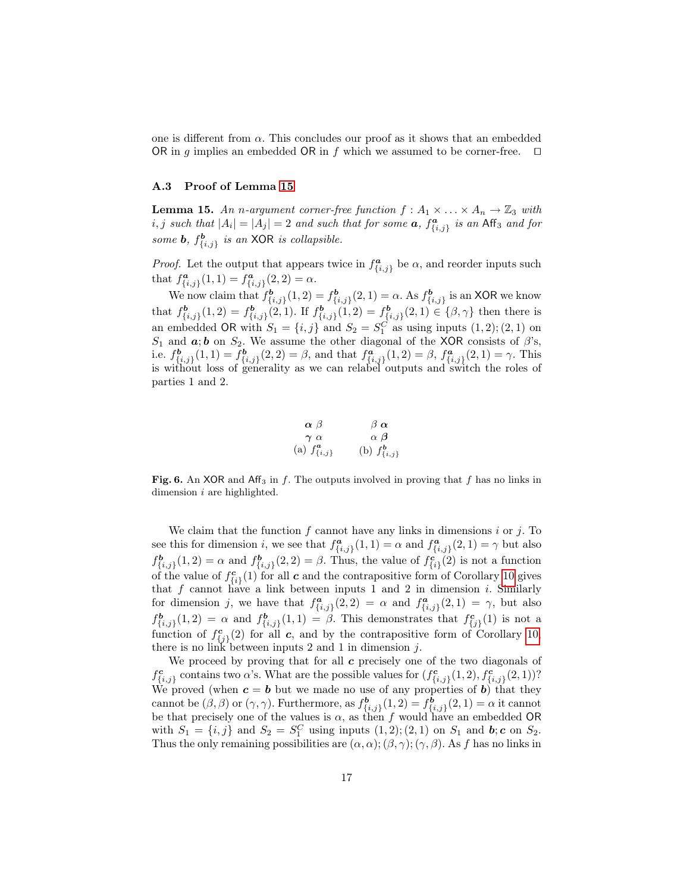one is different from $\alpha$. This concludes our proof as it shows that an embedded OR in $g$ implies an embedded OR in $f$ which we assumed to be corner-free. □

### A.3 Proof of Lemma 15

**Lemma 15.** *An $n$-argument corner-free function $f : A_1 \times \ldots \times A_n \to \mathbb{Z}_3$ with $i, j$ such that $|A_i| = |A_j| = 2$ and such that for some $\boldsymbol{a}$, $f^{\boldsymbol{a}}_{\{i,j\}}$ is an $\mathsf{Aff}_3$ and for some $\boldsymbol{b}$, $f^{\boldsymbol{b}}_{\{i,j\}}$ is an XOR is collapsible.*

*Proof.* Let the output that appears twice in $f^{\boldsymbol{a}}_{\{i,j\}}$ be $\alpha$, and reorder inputs such that $f^{\boldsymbol{a}}_{\{i,j\}}(1,1) = f^{\boldsymbol{a}}_{\{i,j\}}(2,2) = \alpha$.

We now claim that $f^{\boldsymbol{b}}_{\{i,j\}}(1,2) = f^{\boldsymbol{b}}_{\{i,j\}}(2,1) = \alpha$. As $f^{\boldsymbol{b}}_{\{i,j\}}$ is an XOR we know that $f^{\boldsymbol{b}}_{\{i,j\}}(1,2) = f^{\boldsymbol{b}}_{\{i,j\}}(2,1)$. If $f^{\boldsymbol{b}}_{\{i,j\}}(1,2) = f^{\boldsymbol{b}}_{\{i,j\}}(2,1) \in \{\beta, \gamma\}$ then there is an embedded OR with $S_1 = \{i,j\}$ and $S_2 = S_1^C$ as using inputs $(1,2);(2,1)$ on $S_1$ and $\boldsymbol{a};\boldsymbol{b}$ on $S_2$. We assume the other diagonal of the XOR consists of $\beta$'s, i.e. $f^{\boldsymbol{b}}_{\{i,j\}}(1,1) = f^{\boldsymbol{b}}_{\{i,j\}}(2,2) = \beta$, and that $f^{\boldsymbol{a}}_{\{i,j\}}(1,2) = \beta$, $f^{\boldsymbol{a}}_{\{i,j\}}(2,1) = \gamma$. This is without loss of generality as we can relabel outputs and switch the roles of parties 1 and 2.

| (a) $f^{\boldsymbol{a}}_{\{i,j\}}$ | | | (b) $f^{\boldsymbol{b}}_{\{i,j\}}$ | |
|---|---|---|---|---|
| $\boldsymbol{\alpha}$ | $\beta$ | | $\beta$ | $\boldsymbol{\alpha}$ |
| $\boldsymbol{\gamma}$ | $\alpha$ | | $\alpha$ | $\boldsymbol{\beta}$ |

**Fig. 6.** An XOR and $\mathsf{Aff}_3$ in $f$. The outputs involved in proving that $f$ has no links in dimension $i$ are highlighted.

We claim that the function $f$ cannot have any links in dimensions $i$ or $j$. To see this for dimension $i$, we see that $f^{\boldsymbol{a}}_{\{i,j\}}(1,1) = \alpha$ and $f^{\boldsymbol{a}}_{\{i,j\}}(2,1) = \gamma$ but also $f^{\boldsymbol{b}}_{\{i,j\}}(1,2) = \alpha$ and $f^{\boldsymbol{b}}_{\{i,j\}}(2,2) = \beta$. Thus, the value of $f^{\boldsymbol{c}}_{\{i\}}(2)$ is not a function of the value of $f^{\boldsymbol{c}}_{\{i\}}(1)$ for all $\boldsymbol{c}$ and the contrapositive form of Corollary 10 gives that $f$ cannot have a link between inputs 1 and 2 in dimension $i$. Similarly for dimension $j$, we have that $f^{\boldsymbol{a}}_{\{i,j\}}(2,2) = \alpha$ and $f^{\boldsymbol{a}}_{\{i,j\}}(2,1) = \gamma$, but also $f^{\boldsymbol{b}}_{\{i,j\}}(1,2) = \alpha$ and $f^{\boldsymbol{b}}_{\{i,j\}}(1,1) = \beta$. This demonstrates that $f^{\boldsymbol{c}}_{\{j\}}(1)$ is not a function of $f^{\boldsymbol{c}}_{\{j\}}(2)$ for all $\boldsymbol{c}$, and by the contrapositive form of Corollary 10, there is no link between inputs 2 and 1 in dimension $j$.

We proceed by proving that for all $\boldsymbol{c}$ precisely one of the two diagonals of $f^{\boldsymbol{c}}_{\{i,j\}}$ contains two $\alpha$'s. What are the possible values for $(f^{\boldsymbol{c}}_{\{i,j\}}(1,2), f^{\boldsymbol{c}}_{\{i,j\}}(2,1))$? We proved (when $\boldsymbol{c} = \boldsymbol{b}$ but we made no use of any properties of $\boldsymbol{b}$) that they cannot be $(\beta,\beta)$ or $(\gamma,\gamma)$. Furthermore, as $f^{\boldsymbol{b}}_{\{i,j\}}(1,2) = f^{\boldsymbol{b}}_{\{i,j\}}(2,1) = \alpha$ it cannot be that precisely one of the values is $\alpha$, as then $f$ would have an embedded OR with $S_1 = \{i,j\}$ and $S_2 = S_1^C$ using inputs $(1,2);(2,1)$ on $S_1$ and $\boldsymbol{b};\boldsymbol{c}$ on $S_2$. Thus the only remaining possibilities are $(\alpha,\alpha);(\beta,\gamma);(\gamma,\beta)$. As $f$ has no links in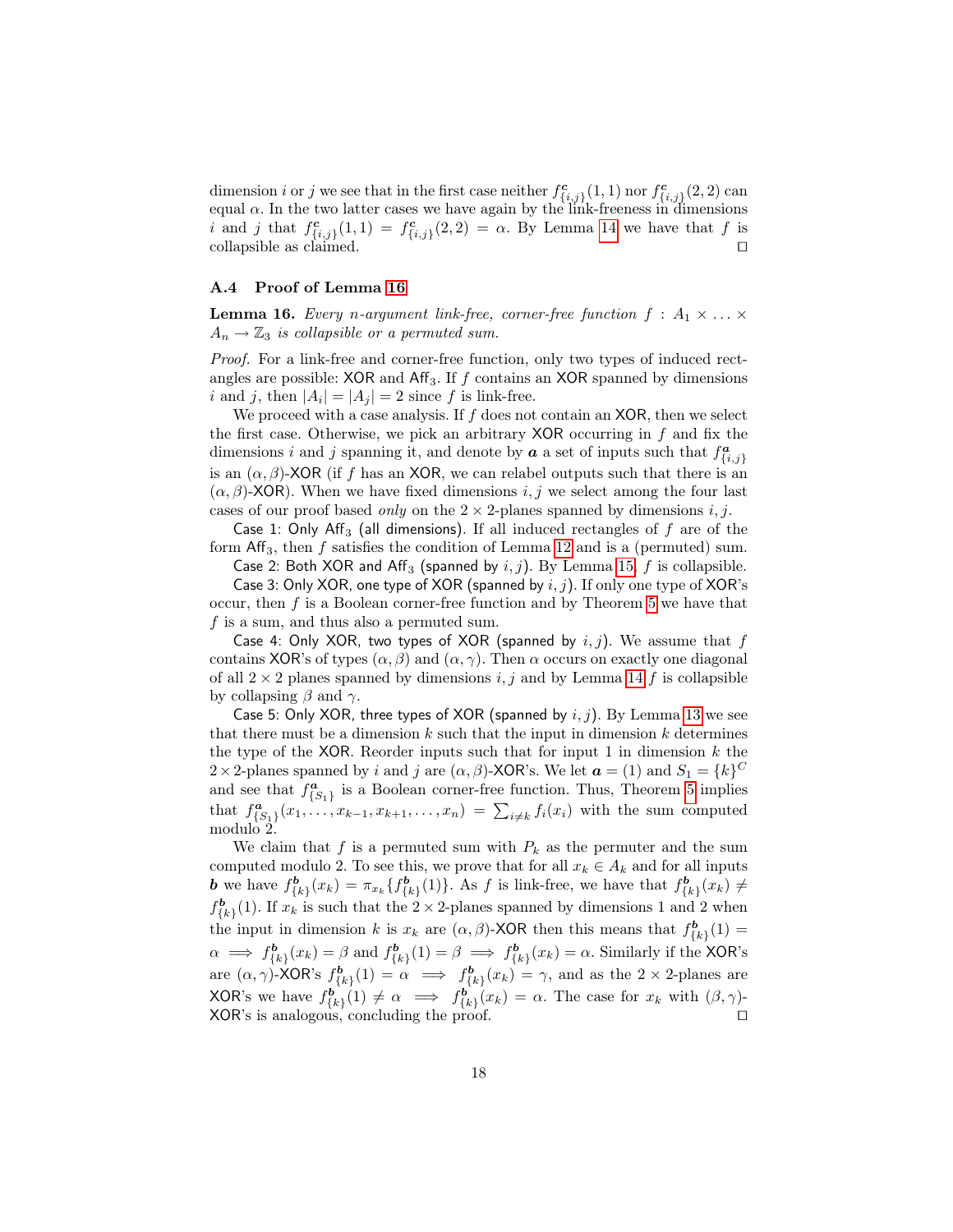dimension $i$ or $j$ we see that in the first case neither $f^{\boldsymbol{c}}_{\{i,j\}}(1,1)$ nor $f^{\boldsymbol{c}}_{\{i,j\}}(2,2)$ can equal $\alpha$. In the two latter cases we have again by the link-freeness in dimensions $i$ and $j$ that $f^{\boldsymbol{c}}_{\{i,j\}}(1,1) = f^{\boldsymbol{c}}_{\{i,j\}}(2,2) = \alpha$. By Lemma 14 we have that $f$ is collapsible as claimed. ∎

### A.4 Proof of Lemma 16

**Lemma 16.** *Every $n$-argument link-free, corner-free function $f : A_1 \times \ldots \times A_n \to \mathbb{Z}_3$ is collapsible or a permuted sum.*

*Proof.* For a link-free and corner-free function, only two types of induced rectangles are possible: XOR and $\mathsf{Aff}_3$. If $f$ contains an XOR spanned by dimensions $i$ and $j$, then $|A_i| = |A_j| = 2$ since $f$ is link-free.

We proceed with a case analysis. If $f$ does not contain an XOR, then we select the first case. Otherwise, we pick an arbitrary XOR occurring in $f$ and fix the dimensions $i$ and $j$ spanning it, and denote by $\boldsymbol{a}$ a set of inputs such that $f^{\boldsymbol{a}}_{\{i,j\}}$ is an $(\alpha,\beta)$-XOR (if $f$ has an XOR, we can relabel outputs such that there is an $(\alpha,\beta)$-XOR). When we have fixed dimensions $i, j$ we select among the four last cases of our proof based *only* on the $2 \times 2$-planes spanned by dimensions $i, j$.

Case 1: Only $\mathsf{Aff}_3$ (all dimensions). If all induced rectangles of $f$ are of the form $\mathsf{Aff}_3$, then $f$ satisfies the condition of Lemma 12 and is a (permuted) sum.

Case 2: Both XOR and $\mathsf{Aff}_3$ (spanned by $i, j$). By Lemma 15, $f$ is collapsible.

Case 3: Only XOR, one type of XOR (spanned by $i, j$). If only one type of XOR's occur, then $f$ is a Boolean corner-free function and by Theorem 5 we have that $f$ is a sum, and thus also a permuted sum.

Case 4: Only XOR, two types of XOR (spanned by $i, j$). We assume that $f$ contains XOR's of types $(\alpha,\beta)$ and $(\alpha,\gamma)$. Then $\alpha$ occurs on exactly one diagonal of all $2 \times 2$ planes spanned by dimensions $i, j$ and by Lemma 14 $f$ is collapsible by collapsing $\beta$ and $\gamma$.

Case 5: Only XOR, three types of XOR (spanned by $i, j$). By Lemma 13 we see that there must be a dimension $k$ such that the input in dimension $k$ determines the type of the XOR. Reorder inputs such that for input 1 in dimension $k$ the $2 \times 2$-planes spanned by $i$ and $j$ are $(\alpha,\beta)$-XOR's. We let $\boldsymbol{a} = (1)$ and $S_1 = \{k\}^C$ and see that $f^{\boldsymbol{a}}_{\{S_1\}}$ is a Boolean corner-free function. Thus, Theorem 5 implies that $f^{\boldsymbol{a}}_{\{S_1\}}(x_1,\ldots,x_{k-1},x_{k+1},\ldots,x_n) = \sum_{i \neq k} f_i(x_i)$ with the sum computed modulo 2.

We claim that $f$ is a permuted sum with $P_k$ as the permuter and the sum computed modulo 2. To see this, we prove that for all $x_k \in A_k$ and for all inputs $\boldsymbol{b}$ we have $f^{\boldsymbol{b}}_{\{k\}}(x_k) = \pi_{x_k}\{f^{\boldsymbol{b}}_{\{k\}}(1)\}$. As $f$ is link-free, we have that $f^{\boldsymbol{b}}_{\{k\}}(x_k) \neq f^{\boldsymbol{b}}_{\{k\}}(1)$. If $x_k$ is such that the $2 \times 2$-planes spanned by dimensions 1 and 2 when the input in dimension $k$ is $x_k$ are $(\alpha,\beta)$-XOR then this means that $f^{\boldsymbol{b}}_{\{k\}}(1) = \alpha \implies f^{\boldsymbol{b}}_{\{k\}}(x_k) = \beta$ and $f^{\boldsymbol{b}}_{\{k\}}(1) = \beta \implies f^{\boldsymbol{b}}_{\{k\}}(x_k) = \alpha$. Similarly if the XOR's are $(\alpha,\gamma)$-XOR's $f^{\boldsymbol{b}}_{\{k\}}(1) = \alpha \implies f^{\boldsymbol{b}}_{\{k\}}(x_k) = \gamma$, and as the $2 \times 2$-planes are XOR's we have $f^{\boldsymbol{b}}_{\{k\}}(1) \neq \alpha \implies f^{\boldsymbol{b}}_{\{k\}}(x_k) = \alpha$. The case for $x_k$ with $(\beta,\gamma)$-XOR's is analogous, concluding the proof. ∎